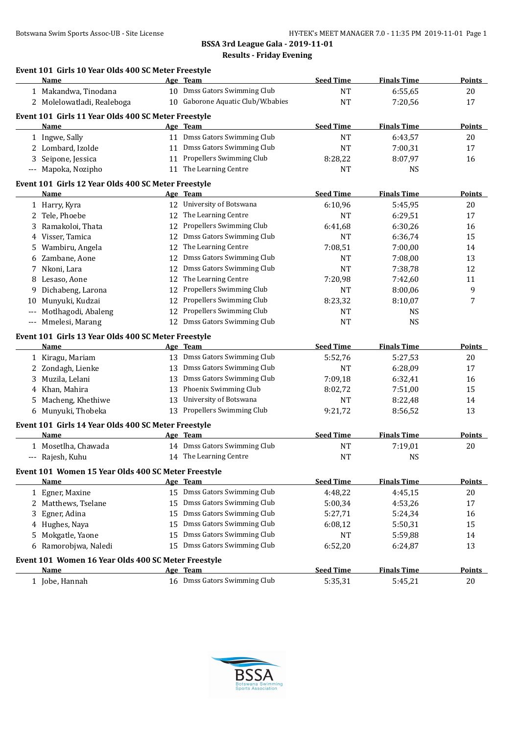Botswana Swim Sports Assoc-UB - Site License

HY-TEK's MEET MANAGER 7.0 - 11:35 PM 2019-11-01

# BSSA 3rd League Gala - 2019-11-01

## Results - Friday Evening

### Event 101 Girls 10 Year Olds 400 SC Meter Freestyle

| | Name | Age | Team | Seed Time | Finals Time | Points |
|---|---|---|---|---|---|---|
| 1 | Makandwa, Tinodana | 10 | Dmss Gators Swimming Club | NT | 6:55,65 | 20 |
| 2 | Molelowatladi, Realeboga | 10 | Gaborone Aquatic Club/W.babies | NT | 7:20,56 | 17 |

### Event 101 Girls 11 Year Olds 400 SC Meter Freestyle

| | Name | Age | Team | Seed Time | Finals Time | Points |
|---|---|---|---|---|---|---|
| 1 | Ingwe, Sally | 11 | Dmss Gators Swimming Club | NT | 6:43,57 | 20 |
| 2 | Lombard, Izolde | 11 | Dmss Gators Swimming Club | NT | 7:00,31 | 17 |
| 3 | Seipone, Jessica | 11 | Propellers Swimming Club | 8:28,22 | 8:07,97 | 16 |
| --- | Mapoka, Nozipho | 11 | The Learning Centre | NT | NS | |

### Event 101 Girls 12 Year Olds 400 SC Meter Freestyle

| | Name | Age | Team | Seed Time | Finals Time | Points |
|---|---|---|---|---|---|---|
| 1 | Harry, Kyra | 12 | University of Botswana | 6:10,96 | 5:45,95 | 20 |
| 2 | Tele, Phoebe | 12 | The Learning Centre | NT | 6:29,51 | 17 |
| 3 | Ramakoloi, Thata | 12 | Propellers Swimming Club | 6:41,68 | 6:30,26 | 16 |
| 4 | Visser, Tamica | 12 | Dmss Gators Swimming Club | NT | 6:36,74 | 15 |
| 5 | Wambiru, Angela | 12 | The Learning Centre | 7:08,51 | 7:00,00 | 14 |
| 6 | Zambane, Aone | 12 | Dmss Gators Swimming Club | NT | 7:08,00 | 13 |
| 7 | Nkoni, Lara | 12 | Dmss Gators Swimming Club | NT | 7:38,78 | 12 |
| 8 | Lesaso, Aone | 12 | The Learning Centre | 7:20,98 | 7:42,60 | 11 |
| 9 | Dichabeng, Larona | 12 | Propellers Swimming Club | NT | 8:00,06 | 9 |
| 10 | Munyuki, Kudzai | 12 | Propellers Swimming Club | 8:23,32 | 8:10,07 | 7 |
| --- | Motlhagodi, Abaleng | 12 | Propellers Swimming Club | NT | NS | |
| --- | Mmelesi, Marang | 12 | Dmss Gators Swimming Club | NT | NS | |

### Event 101 Girls 13 Year Olds 400 SC Meter Freestyle

| | Name | Age | Team | Seed Time | Finals Time | Points |
|---|---|---|---|---|---|---|
| 1 | Kiragu, Mariam | 13 | Dmss Gators Swimming Club | 5:52,76 | 5:27,53 | 20 |
| 2 | Zondagh, Lienke | 13 | Dmss Gators Swimming Club | NT | 6:28,09 | 17 |
| 3 | Muzila, Lelani | 13 | Dmss Gators Swimming Club | 7:09,18 | 6:32,41 | 16 |
| 4 | Khan, Mahira | 13 | Phoenix Swimming Club | 8:02,72 | 7:51,00 | 15 |
| 5 | Macheng, Khethiwe | 13 | University of Botswana | NT | 8:22,48 | 14 |
| 6 | Munyuki, Thobeka | 13 | Propellers Swimming Club | 9:21,72 | 8:56,52 | 13 |

### Event 101 Girls 14 Year Olds 400 SC Meter Freestyle

| | Name | Age | Team | Seed Time | Finals Time | Points |
|---|---|---|---|---|---|---|
| 1 | Mosetlha, Chawada | 14 | Dmss Gators Swimming Club | NT | 7:19,01 | 20 |
| --- | Rajesh, Kuhu | 14 | The Learning Centre | NT | NS | |

### Event 101 Women 15 Year Olds 400 SC Meter Freestyle

| | Name | Age | Team | Seed Time | Finals Time | Points |
|---|---|---|---|---|---|---|
| 1 | Egner, Maxine | 15 | Dmss Gators Swimming Club | 4:48,22 | 4:45,15 | 20 |
| 2 | Matthews, Tselane | 15 | Dmss Gators Swimming Club | 5:00,34 | 4:53,26 | 17 |
| 3 | Egner, Adina | 15 | Dmss Gators Swimming Club | 5:27,71 | 5:24,34 | 16 |
| 4 | Hughes, Naya | 15 | Dmss Gators Swimming Club | 6:08,12 | 5:50,31 | 15 |
| 5 | Mokgatle, Yaone | 15 | Dmss Gators Swimming Club | NT | 5:59,88 | 14 |
| 6 | Ramorobjwa, Naledi | 15 | Dmss Gators Swimming Club | 6:52,20 | 6:24,87 | 13 |

### Event 101 Women 16 Year Olds 400 SC Meter Freestyle

| | Name | Age | Team | Seed Time | Finals Time | Points |
|---|---|---|---|---|---|---|
| 1 | Jobe, Hannah | 16 | Dmss Gators Swimming Club | 5:35,31 | 5:45,21 | 20 |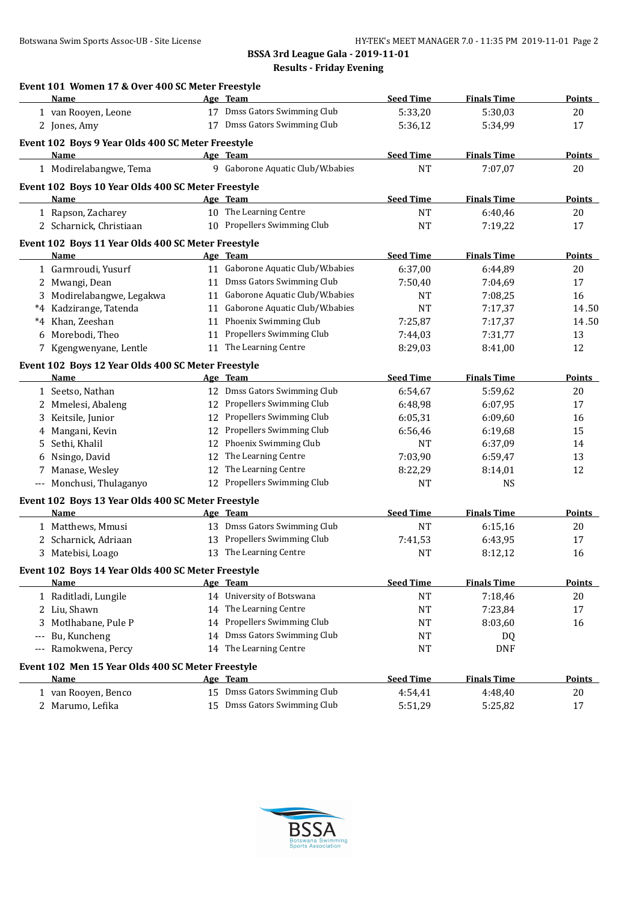BSSA 3rd League Gala - 2019-11-01

Results - Friday Evening

### Event 101 Women 17 & Over 400 SC Meter Freestyle

| | Name | Age | Team | Seed Time | Finals Time | Points |
|---|---|---|---|---|---|---|
| 1 | van Rooyen, Leone | 17 | Dmss Gators Swimming Club | 5:33,20 | 5:30,03 | 20 |
| 2 | Jones, Amy | 17 | Dmss Gators Swimming Club | 5:36,12 | 5:34,99 | 17 |

### Event 102 Boys 9 Year Olds 400 SC Meter Freestyle

| | Name | Age | Team | Seed Time | Finals Time | Points |
|---|---|---|---|---|---|---|
| 1 | Modirelabangwe, Tema | 9 | Gaborone Aquatic Club/W.babies | NT | 7:07,07 | 20 |

### Event 102 Boys 10 Year Olds 400 SC Meter Freestyle

| | Name | Age | Team | Seed Time | Finals Time | Points |
|---|---|---|---|---|---|---|
| 1 | Rapson, Zacharey | 10 | The Learning Centre | NT | 6:40,46 | 20 |
| 2 | Scharnick, Christiaan | 10 | Propellers Swimming Club | NT | 7:19,22 | 17 |

### Event 102 Boys 11 Year Olds 400 SC Meter Freestyle

| | Name | Age | Team | Seed Time | Finals Time | Points |
|---|---|---|---|---|---|---|
| 1 | Garmroudi, Yusurf | 11 | Gaborone Aquatic Club/W.babies | 6:37,00 | 6:44,89 | 20 |
| 2 | Mwangi, Dean | 11 | Dmss Gators Swimming Club | 7:50,40 | 7:04,69 | 17 |
| 3 | Modirelabangwe, Legakwa | 11 | Gaborone Aquatic Club/W.babies | NT | 7:08,25 | 16 |
| *4 | Kadzirange, Tatenda | 11 | Gaborone Aquatic Club/W.babies | NT | 7:17,37 | 14.50 |
| *4 | Khan, Zeeshan | 11 | Phoenix Swimming Club | 7:25,87 | 7:17,37 | 14.50 |
| 6 | Morebodi, Theo | 11 | Propellers Swimming Club | 7:44,03 | 7:31,77 | 13 |
| 7 | Kgengwenyane, Lentle | 11 | The Learning Centre | 8:29,03 | 8:41,00 | 12 |

### Event 102 Boys 12 Year Olds 400 SC Meter Freestyle

| | Name | Age | Team | Seed Time | Finals Time | Points |
|---|---|---|---|---|---|---|
| 1 | Seetso, Nathan | 12 | Dmss Gators Swimming Club | 6:54,67 | 5:59,62 | 20 |
| 2 | Mmelesi, Abaleng | 12 | Propellers Swimming Club | 6:48,98 | 6:07,95 | 17 |
| 3 | Keitsile, Junior | 12 | Propellers Swimming Club | 6:05,31 | 6:09,60 | 16 |
| 4 | Mangani, Kevin | 12 | Propellers Swimming Club | 6:56,46 | 6:19,68 | 15 |
| 5 | Sethi, Khalil | 12 | Phoenix Swimming Club | NT | 6:37,09 | 14 |
| 6 | Nsingo, David | 12 | The Learning Centre | 7:03,90 | 6:59,47 | 13 |
| 7 | Manase, Wesley | 12 | The Learning Centre | 8:22,29 | 8:14,01 | 12 |
| --- | Monchusi, Thulaganyo | 12 | Propellers Swimming Club | NT | NS | |

### Event 102 Boys 13 Year Olds 400 SC Meter Freestyle

| | Name | Age | Team | Seed Time | Finals Time | Points |
|---|---|---|---|---|---|---|
| 1 | Matthews, Mmusi | 13 | Dmss Gators Swimming Club | NT | 6:15,16 | 20 |
| 2 | Scharnick, Adriaan | 13 | Propellers Swimming Club | 7:41,53 | 6:43,95 | 17 |
| 3 | Matebisi, Loago | 13 | The Learning Centre | NT | 8:12,12 | 16 |

### Event 102 Boys 14 Year Olds 400 SC Meter Freestyle

| | Name | Age | Team | Seed Time | Finals Time | Points |
|---|---|---|---|---|---|---|
| 1 | Raditladi, Lungile | 14 | University of Botswana | NT | 7:18,46 | 20 |
| 2 | Liu, Shawn | 14 | The Learning Centre | NT | 7:23,84 | 17 |
| 3 | Motlhabane, Pule P | 14 | Propellers Swimming Club | NT | 8:03,60 | 16 |
| --- | Bu, Kuncheng | 14 | Dmss Gators Swimming Club | NT | DQ | |
| --- | Ramokwena, Percy | 14 | The Learning Centre | NT | DNF | |

### Event 102 Men 15 Year Olds 400 SC Meter Freestyle

| | Name | Age | Team | Seed Time | Finals Time | Points |
|---|---|---|---|---|---|---|
| 1 | van Rooyen, Benco | 15 | Dmss Gators Swimming Club | 4:54,41 | 4:48,40 | 20 |
| 2 | Marumo, Lefika | 15 | Dmss Gators Swimming Club | 5:51,29 | 5:25,82 | 17 |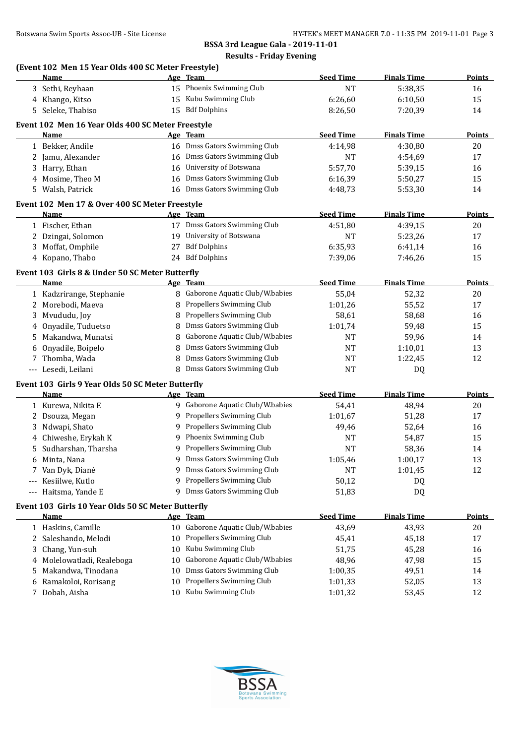BSSA 3rd League Gala - 2019-11-01

Results - Friday Evening

### (Event 102 Men 15 Year Olds 400 SC Meter Freestyle)

| | Name | Age | Team | Seed Time | Finals Time | Points |
|---|---|---|---|---|---|---|
| 3 | Sethi, Reyhaan | 15 | Phoenix Swimming Club | NT | 5:38,35 | 16 |
| 4 | Khango, Kitso | 15 | Kubu Swimming Club | 6:26,60 | 6:10,50 | 15 |
| 5 | Seleke, Thabiso | 15 | Bdf Dolphins | 8:26,50 | 7:20,39 | 14 |

### Event 102 Men 16 Year Olds 400 SC Meter Freestyle

| | Name | Age | Team | Seed Time | Finals Time | Points |
|---|---|---|---|---|---|---|
| 1 | Bekker, Andile | 16 | Dmss Gators Swimming Club | 4:14,98 | 4:30,80 | 20 |
| 2 | Jamu, Alexander | 16 | Dmss Gators Swimming Club | NT | 4:54,69 | 17 |
| 3 | Harry, Ethan | 16 | University of Botswana | 5:57,70 | 5:39,15 | 16 |
| 4 | Mosime, Theo M | 16 | Dmss Gators Swimming Club | 6:16,39 | 5:50,27 | 15 |
| 5 | Walsh, Patrick | 16 | Dmss Gators Swimming Club | 4:48,73 | 5:53,30 | 14 |

### Event 102 Men 17 & Over 400 SC Meter Freestyle

| | Name | Age | Team | Seed Time | Finals Time | Points |
|---|---|---|---|---|---|---|
| 1 | Fischer, Ethan | 17 | Dmss Gators Swimming Club | 4:51,80 | 4:39,15 | 20 |
| 2 | Dzingai, Solomon | 19 | University of Botswana | NT | 5:23,26 | 17 |
| 3 | Moffat, Omphile | 27 | Bdf Dolphins | 6:35,93 | 6:41,14 | 16 |
| 4 | Kopano, Thabo | 24 | Bdf Dolphins | 7:39,06 | 7:46,26 | 15 |

### Event 103 Girls 8 & Under 50 SC Meter Butterfly

| | Name | Age | Team | Seed Time | Finals Time | Points |
|---|---|---|---|---|---|---|
| 1 | Kadzrirange, Stephanie | 8 | Gaborone Aquatic Club/W.babies | 55,04 | 52,32 | 20 |
| 2 | Morebodi, Maeva | 8 | Propellers Swimming Club | 1:01,26 | 55,52 | 17 |
| 3 | Mvududu, Joy | 8 | Propellers Swimming Club | 58,61 | 58,68 | 16 |
| 4 | Onyadile, Tuduetso | 8 | Dmss Gators Swimming Club | 1:01,74 | 59,48 | 15 |
| 5 | Makandwa, Munatsi | 8 | Gaborone Aquatic Club/W.babies | NT | 59,96 | 14 |
| 6 | Onyadile, Boipelo | 8 | Dmss Gators Swimming Club | NT | 1:10,01 | 13 |
| 7 | Thomba, Wada | 8 | Dmss Gators Swimming Club | NT | 1:22,45 | 12 |
| --- | Lesedi, Leilani | 8 | Dmss Gators Swimming Club | NT | DQ | |

### Event 103 Girls 9 Year Olds 50 SC Meter Butterfly

| | Name | Age | Team | Seed Time | Finals Time | Points |
|---|---|---|---|---|---|---|
| 1 | Kurewa, Nikita E | 9 | Gaborone Aquatic Club/W.babies | 54,41 | 48,94 | 20 |
| 2 | Dsouza, Megan | 9 | Propellers Swimming Club | 1:01,67 | 51,28 | 17 |
| 3 | Ndwapi, Shato | 9 | Propellers Swimming Club | 49,46 | 52,64 | 16 |
| 4 | Chiweshe, Erykah K | 9 | Phoenix Swimming Club | NT | 54,87 | 15 |
| 5 | Sudharshan, Tharsha | 9 | Propellers Swimming Club | NT | 58,36 | 14 |
| 6 | Minta, Nana | 9 | Dmss Gators Swimming Club | 1:05,46 | 1:00,17 | 13 |
| 7 | Van Dyk, Dianè | 9 | Dmss Gators Swimming Club | NT | 1:01,45 | 12 |
| --- | Kesiilwe, Kutlo | 9 | Propellers Swimming Club | 50,12 | DQ | |
| --- | Haitsma, Yande E | 9 | Dmss Gators Swimming Club | 51,83 | DQ | |

### Event 103 Girls 10 Year Olds 50 SC Meter Butterfly

| | Name | Age | Team | Seed Time | Finals Time | Points |
|---|---|---|---|---|---|---|
| 1 | Haskins, Camille | 10 | Gaborone Aquatic Club/W.babies | 43,69 | 43,93 | 20 |
| 2 | Saleshando, Melodi | 10 | Propellers Swimming Club | 45,41 | 45,18 | 17 |
| 3 | Chang, Yun-suh | 10 | Kubu Swimming Club | 51,75 | 45,28 | 16 |
| 4 | Molelowatladi, Realeboga | 10 | Gaborone Aquatic Club/W.babies | 48,96 | 47,98 | 15 |
| 5 | Makandwa, Tinodana | 10 | Dmss Gators Swimming Club | 1:00,35 | 49,51 | 14 |
| 6 | Ramakoloi, Rorisang | 10 | Propellers Swimming Club | 1:01,33 | 52,05 | 13 |
| 7 | Dobah, Aisha | 10 | Kubu Swimming Club | 1:01,32 | 53,45 | 12 |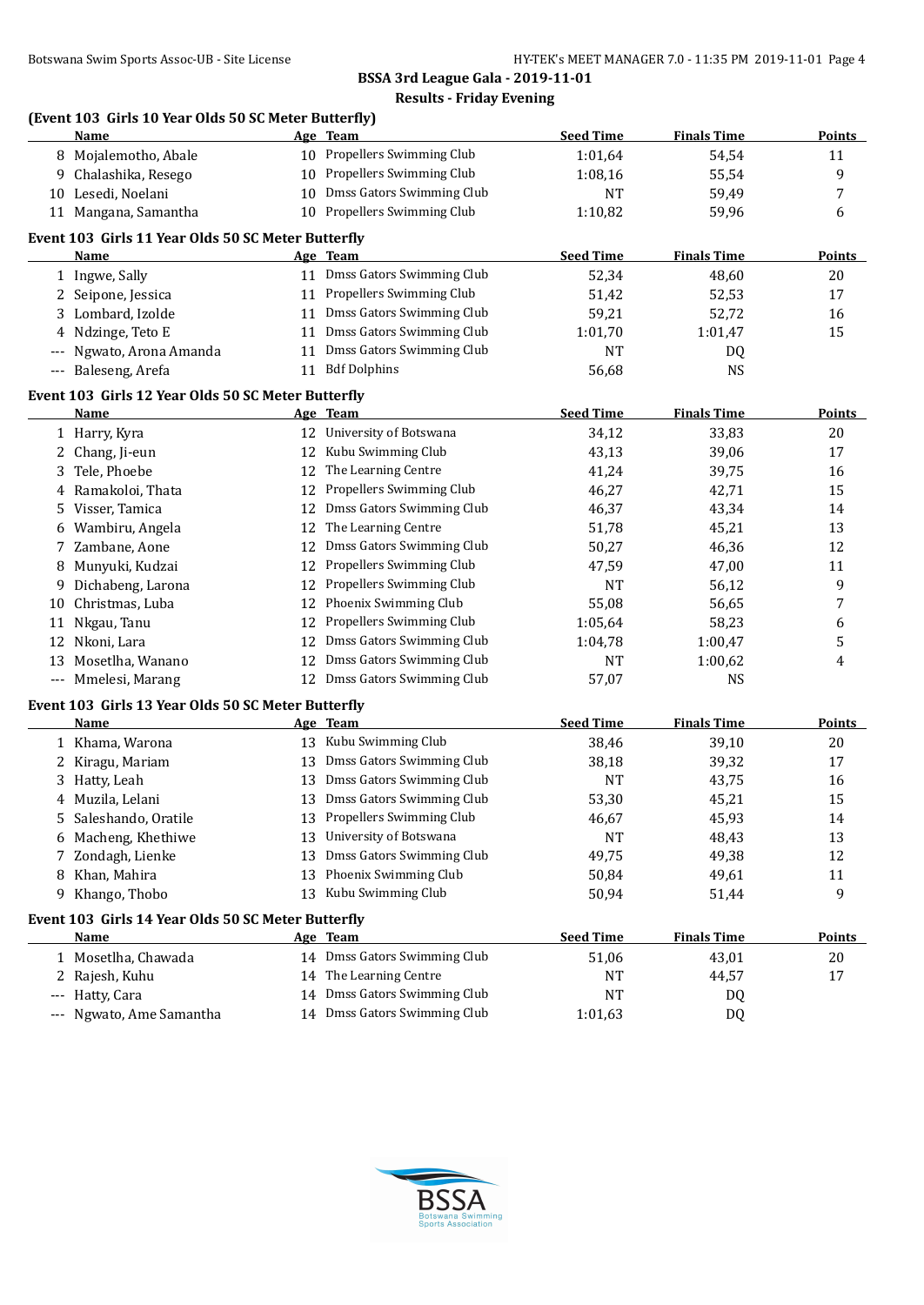## BSSA 3rd League Gala - 2019-11-01

### Results - Friday Evening

**(Event 103 Girls 10 Year Olds 50 SC Meter Butterfly)**

| | Name | Age | Team | Seed Time | Finals Time | Points |
|---|---|---|---|---|---|---|
| 8 | Mojalemotho, Abale | 10 | Propellers Swimming Club | 1:01,64 | 54,54 | 11 |
| 9 | Chalashika, Resego | 10 | Propellers Swimming Club | 1:08,16 | 55,54 | 9 |
| 10 | Lesedi, Noelani | 10 | Dmss Gators Swimming Club | NT | 59,49 | 7 |
| 11 | Mangana, Samantha | 10 | Propellers Swimming Club | 1:10,82 | 59,96 | 6 |

**Event 103 Girls 11 Year Olds 50 SC Meter Butterfly**

| | Name | Age | Team | Seed Time | Finals Time | Points |
|---|---|---|---|---|---|---|
| 1 | Ingwe, Sally | 11 | Dmss Gators Swimming Club | 52,34 | 48,60 | 20 |
| 2 | Seipone, Jessica | 11 | Propellers Swimming Club | 51,42 | 52,53 | 17 |
| 3 | Lombard, Izolde | 11 | Dmss Gators Swimming Club | 59,21 | 52,72 | 16 |
| 4 | Ndzinge, Teto E | 11 | Dmss Gators Swimming Club | 1:01,70 | 1:01,47 | 15 |
| --- | Ngwato, Arona Amanda | 11 | Dmss Gators Swimming Club | NT | DQ | |
| --- | Baleseng, Arefa | 11 | Bdf Dolphins | 56,68 | NS | |

**Event 103 Girls 12 Year Olds 50 SC Meter Butterfly**

| | Name | Age | Team | Seed Time | Finals Time | Points |
|---|---|---|---|---|---|---|
| 1 | Harry, Kyra | 12 | University of Botswana | 34,12 | 33,83 | 20 |
| 2 | Chang, Ji-eun | 12 | Kubu Swimming Club | 43,13 | 39,06 | 17 |
| 3 | Tele, Phoebe | 12 | The Learning Centre | 41,24 | 39,75 | 16 |
| 4 | Ramakoloi, Thata | 12 | Propellers Swimming Club | 46,27 | 42,71 | 15 |
| 5 | Visser, Tamica | 12 | Dmss Gators Swimming Club | 46,37 | 43,34 | 14 |
| 6 | Wambiru, Angela | 12 | The Learning Centre | 51,78 | 45,21 | 13 |
| 7 | Zambane, Aone | 12 | Dmss Gators Swimming Club | 50,27 | 46,36 | 12 |
| 8 | Munyuki, Kudzai | 12 | Propellers Swimming Club | 47,59 | 47,00 | 11 |
| 9 | Dichabeng, Larona | 12 | Propellers Swimming Club | NT | 56,12 | 9 |
| 10 | Christmas, Luba | 12 | Phoenix Swimming Club | 55,08 | 56,65 | 7 |
| 11 | Nkgau, Tanu | 12 | Propellers Swimming Club | 1:05,64 | 58,23 | 6 |
| 12 | Nkoni, Lara | 12 | Dmss Gators Swimming Club | 1:04,78 | 1:00,47 | 5 |
| 13 | Mosetlha, Wanano | 12 | Dmss Gators Swimming Club | NT | 1:00,62 | 4 |
| --- | Mmelesi, Marang | 12 | Dmss Gators Swimming Club | 57,07 | NS | |

**Event 103 Girls 13 Year Olds 50 SC Meter Butterfly**

| | Name | Age | Team | Seed Time | Finals Time | Points |
|---|---|---|---|---|---|---|
| 1 | Khama, Warona | 13 | Kubu Swimming Club | 38,46 | 39,10 | 20 |
| 2 | Kiragu, Mariam | 13 | Dmss Gators Swimming Club | 38,18 | 39,32 | 17 |
| 3 | Hatty, Leah | 13 | Dmss Gators Swimming Club | NT | 43,75 | 16 |
| 4 | Muzila, Lelani | 13 | Dmss Gators Swimming Club | 53,30 | 45,21 | 15 |
| 5 | Saleshando, Oratile | 13 | Propellers Swimming Club | 46,67 | 45,93 | 14 |
| 6 | Macheng, Khethiwe | 13 | University of Botswana | NT | 48,43 | 13 |
| 7 | Zondagh, Lienke | 13 | Dmss Gators Swimming Club | 49,75 | 49,38 | 12 |
| 8 | Khan, Mahira | 13 | Phoenix Swimming Club | 50,84 | 49,61 | 11 |
| 9 | Khango, Thobo | 13 | Kubu Swimming Club | 50,94 | 51,44 | 9 |

**Event 103 Girls 14 Year Olds 50 SC Meter Butterfly**

| | Name | Age | Team | Seed Time | Finals Time | Points |
|---|---|---|---|---|---|---|
| 1 | Mosetlha, Chawada | 14 | Dmss Gators Swimming Club | 51,06 | 43,01 | 20 |
| 2 | Rajesh, Kuhu | 14 | The Learning Centre | NT | 44,57 | 17 |
| --- | Hatty, Cara | 14 | Dmss Gators Swimming Club | NT | DQ | |
| --- | Ngwato, Ame Samantha | 14 | Dmss Gators Swimming Club | 1:01,63 | DQ | |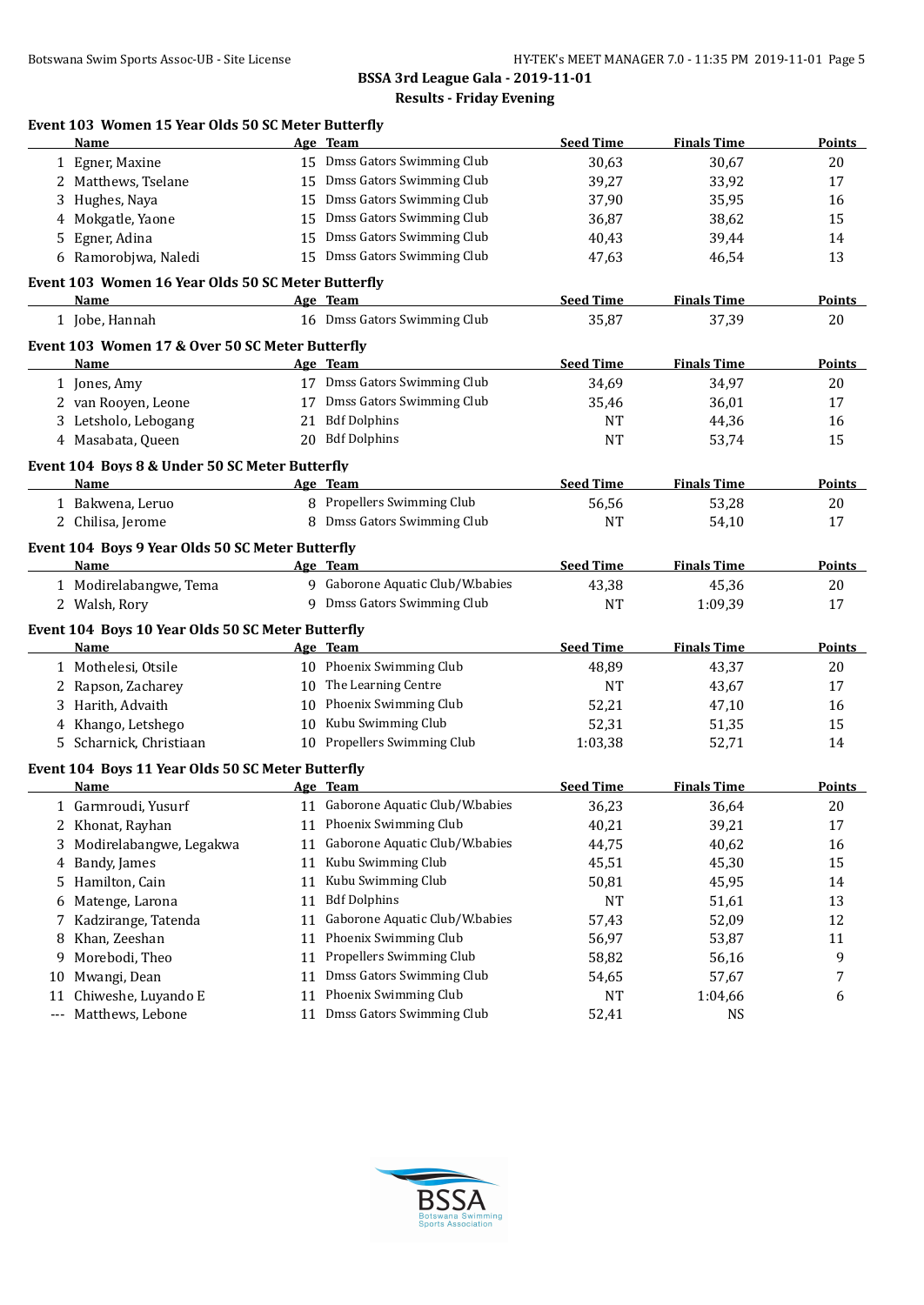**BSSA 3rd League Gala - 2019-11-01**
**Results - Friday Evening**

### Event 103 Women 15 Year Olds 50 SC Meter Butterfly

| | Name | Age | Team | Seed Time | Finals Time | Points |
|---|---|---|---|---|---|---|
| 1 | Egner, Maxine | 15 | Dmss Gators Swimming Club | 30,63 | 30,67 | 20 |
| 2 | Matthews, Tselane | 15 | Dmss Gators Swimming Club | 39,27 | 33,92 | 17 |
| 3 | Hughes, Naya | 15 | Dmss Gators Swimming Club | 37,90 | 35,95 | 16 |
| 4 | Mokgatle, Yaone | 15 | Dmss Gators Swimming Club | 36,87 | 38,62 | 15 |
| 5 | Egner, Adina | 15 | Dmss Gators Swimming Club | 40,43 | 39,44 | 14 |
| 6 | Ramorobjwa, Naledi | 15 | Dmss Gators Swimming Club | 47,63 | 46,54 | 13 |

### Event 103 Women 16 Year Olds 50 SC Meter Butterfly

| | Name | Age | Team | Seed Time | Finals Time | Points |
|---|---|---|---|---|---|---|
| 1 | Jobe, Hannah | 16 | Dmss Gators Swimming Club | 35,87 | 37,39 | 20 |

### Event 103 Women 17 & Over 50 SC Meter Butterfly

| | Name | Age | Team | Seed Time | Finals Time | Points |
|---|---|---|---|---|---|---|
| 1 | Jones, Amy | 17 | Dmss Gators Swimming Club | 34,69 | 34,97 | 20 |
| 2 | van Rooyen, Leone | 17 | Dmss Gators Swimming Club | 35,46 | 36,01 | 17 |
| 3 | Letsholo, Lebogang | 21 | Bdf Dolphins | NT | 44,36 | 16 |
| 4 | Masabata, Queen | 20 | Bdf Dolphins | NT | 53,74 | 15 |

### Event 104 Boys 8 & Under 50 SC Meter Butterfly

| | Name | Age | Team | Seed Time | Finals Time | Points |
|---|---|---|---|---|---|---|
| 1 | Bakwena, Leruo | 8 | Propellers Swimming Club | 56,56 | 53,28 | 20 |
| 2 | Chilisa, Jerome | 8 | Dmss Gators Swimming Club | NT | 54,10 | 17 |

### Event 104 Boys 9 Year Olds 50 SC Meter Butterfly

| | Name | Age | Team | Seed Time | Finals Time | Points |
|---|---|---|---|---|---|---|
| 1 | Modirelabangwe, Tema | 9 | Gaborone Aquatic Club/W.babies | 43,38 | 45,36 | 20 |
| 2 | Walsh, Rory | 9 | Dmss Gators Swimming Club | NT | 1:09,39 | 17 |

### Event 104 Boys 10 Year Olds 50 SC Meter Butterfly

| | Name | Age | Team | Seed Time | Finals Time | Points |
|---|---|---|---|---|---|---|
| 1 | Mothelesi, Otsile | 10 | Phoenix Swimming Club | 48,89 | 43,37 | 20 |
| 2 | Rapson, Zacharey | 10 | The Learning Centre | NT | 43,67 | 17 |
| 3 | Harith, Advaith | 10 | Phoenix Swimming Club | 52,21 | 47,10 | 16 |
| 4 | Khango, Letshego | 10 | Kubu Swimming Club | 52,31 | 51,35 | 15 |
| 5 | Scharnick, Christiaan | 10 | Propellers Swimming Club | 1:03,38 | 52,71 | 14 |

### Event 104 Boys 11 Year Olds 50 SC Meter Butterfly

| | Name | Age | Team | Seed Time | Finals Time | Points |
|---|---|---|---|---|---|---|
| 1 | Garmroudi, Yusurf | 11 | Gaborone Aquatic Club/W.babies | 36,23 | 36,64 | 20 |
| 2 | Khonat, Rayhan | 11 | Phoenix Swimming Club | 40,21 | 39,21 | 17 |
| 3 | Modirelabangwe, Legakwa | 11 | Gaborone Aquatic Club/W.babies | 44,75 | 40,62 | 16 |
| 4 | Bandy, James | 11 | Kubu Swimming Club | 45,51 | 45,30 | 15 |
| 5 | Hamilton, Cain | 11 | Kubu Swimming Club | 50,81 | 45,95 | 14 |
| 6 | Matenge, Larona | 11 | Bdf Dolphins | NT | 51,61 | 13 |
| 7 | Kadzirange, Tatenda | 11 | Gaborone Aquatic Club/W.babies | 57,43 | 52,09 | 12 |
| 8 | Khan, Zeeshan | 11 | Phoenix Swimming Club | 56,97 | 53,87 | 11 |
| 9 | Morebodi, Theo | 11 | Propellers Swimming Club | 58,82 | 56,16 | 9 |
| 10 | Mwangi, Dean | 11 | Dmss Gators Swimming Club | 54,65 | 57,67 | 7 |
| 11 | Chiweshe, Luyando E | 11 | Phoenix Swimming Club | NT | 1:04,66 | 6 |
| --- | Matthews, Lebone | 11 | Dmss Gators Swimming Club | 52,41 | NS | |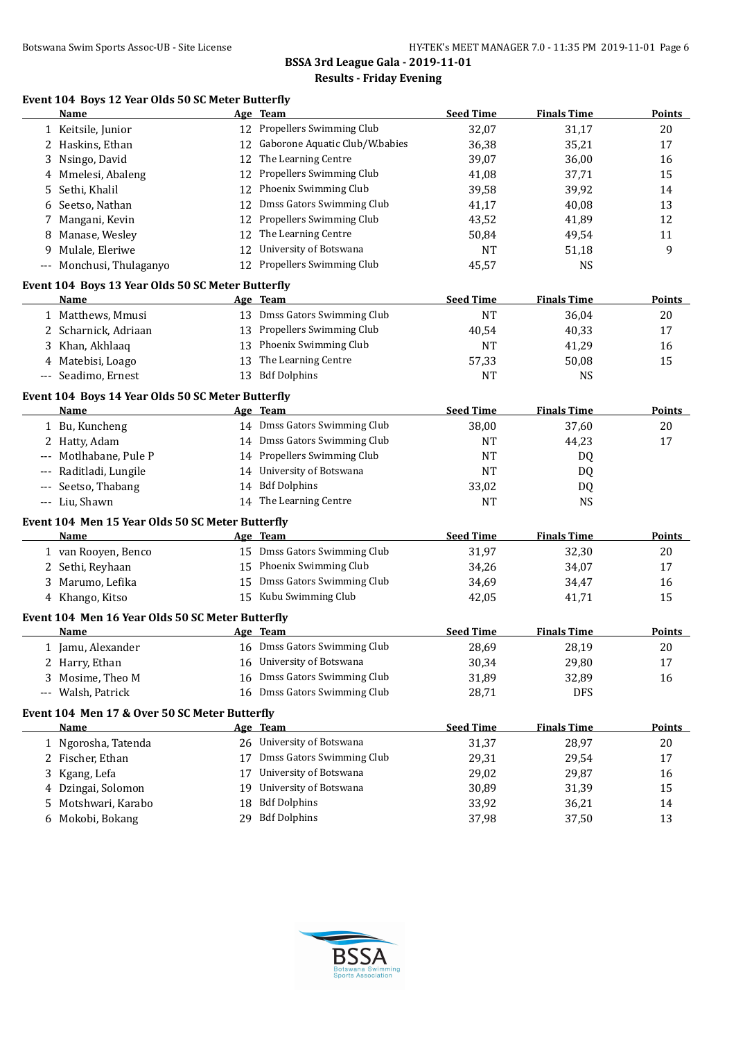## BSSA 3rd League Gala - 2019-11-01

### Results - Friday Evening

**Event 104 Boys 12 Year Olds 50 SC Meter Butterfly**

| | Name | Age | Team | Seed Time | Finals Time | Points |
|---|---|---|---|---|---|---|
| 1 | Keitsile, Junior | 12 | Propellers Swimming Club | 32,07 | 31,17 | 20 |
| 2 | Haskins, Ethan | 12 | Gaborone Aquatic Club/W.babies | 36,38 | 35,21 | 17 |
| 3 | Nsingo, David | 12 | The Learning Centre | 39,07 | 36,00 | 16 |
| 4 | Mmelesi, Abaleng | 12 | Propellers Swimming Club | 41,08 | 37,71 | 15 |
| 5 | Sethi, Khalil | 12 | Phoenix Swimming Club | 39,58 | 39,92 | 14 |
| 6 | Seetso, Nathan | 12 | Dmss Gators Swimming Club | 41,17 | 40,08 | 13 |
| 7 | Mangani, Kevin | 12 | Propellers Swimming Club | 43,52 | 41,89 | 12 |
| 8 | Manase, Wesley | 12 | The Learning Centre | 50,84 | 49,54 | 11 |
| 9 | Mulale, Eleriwe | 12 | University of Botswana | NT | 51,18 | 9 |
| --- | Monchusi, Thulaganyo | 12 | Propellers Swimming Club | 45,57 | NS | |

**Event 104 Boys 13 Year Olds 50 SC Meter Butterfly**

| | Name | Age | Team | Seed Time | Finals Time | Points |
|---|---|---|---|---|---|---|
| 1 | Matthews, Mmusi | 13 | Dmss Gators Swimming Club | NT | 36,04 | 20 |
| 2 | Scharnick, Adriaan | 13 | Propellers Swimming Club | 40,54 | 40,33 | 17 |
| 3 | Khan, Akhlaaq | 13 | Phoenix Swimming Club | NT | 41,29 | 16 |
| 4 | Matebisi, Loago | 13 | The Learning Centre | 57,33 | 50,08 | 15 |
| --- | Seadimo, Ernest | 13 | Bdf Dolphins | NT | NS | |

**Event 104 Boys 14 Year Olds 50 SC Meter Butterfly**

| | Name | Age | Team | Seed Time | Finals Time | Points |
|---|---|---|---|---|---|---|
| 1 | Bu, Kuncheng | 14 | Dmss Gators Swimming Club | 38,00 | 37,60 | 20 |
| 2 | Hatty, Adam | 14 | Dmss Gators Swimming Club | NT | 44,23 | 17 |
| --- | Motlhabane, Pule P | 14 | Propellers Swimming Club | NT | DQ | |
| --- | Raditladi, Lungile | 14 | University of Botswana | NT | DQ | |
| --- | Seetso, Thabang | 14 | Bdf Dolphins | 33,02 | DQ | |
| --- | Liu, Shawn | 14 | The Learning Centre | NT | NS | |

**Event 104 Men 15 Year Olds 50 SC Meter Butterfly**

| | Name | Age | Team | Seed Time | Finals Time | Points |
|---|---|---|---|---|---|---|
| 1 | van Rooyen, Benco | 15 | Dmss Gators Swimming Club | 31,97 | 32,30 | 20 |
| 2 | Sethi, Reyhaan | 15 | Phoenix Swimming Club | 34,26 | 34,07 | 17 |
| 3 | Marumo, Lefika | 15 | Dmss Gators Swimming Club | 34,69 | 34,47 | 16 |
| 4 | Khango, Kitso | 15 | Kubu Swimming Club | 42,05 | 41,71 | 15 |

**Event 104 Men 16 Year Olds 50 SC Meter Butterfly**

| | Name | Age | Team | Seed Time | Finals Time | Points |
|---|---|---|---|---|---|---|
| 1 | Jamu, Alexander | 16 | Dmss Gators Swimming Club | 28,69 | 28,19 | 20 |
| 2 | Harry, Ethan | 16 | University of Botswana | 30,34 | 29,80 | 17 |
| 3 | Mosime, Theo M | 16 | Dmss Gators Swimming Club | 31,89 | 32,89 | 16 |
| --- | Walsh, Patrick | 16 | Dmss Gators Swimming Club | 28,71 | DFS | |

**Event 104 Men 17 & Over 50 SC Meter Butterfly**

| | Name | Age | Team | Seed Time | Finals Time | Points |
|---|---|---|---|---|---|---|
| 1 | Ngorosha, Tatenda | 26 | University of Botswana | 31,37 | 28,97 | 20 |
| 2 | Fischer, Ethan | 17 | Dmss Gators Swimming Club | 29,31 | 29,54 | 17 |
| 3 | Kgang, Lefa | 17 | University of Botswana | 29,02 | 29,87 | 16 |
| 4 | Dzingai, Solomon | 19 | University of Botswana | 30,89 | 31,39 | 15 |
| 5 | Motshwari, Karabo | 18 | Bdf Dolphins | 33,92 | 36,21 | 14 |
| 6 | Mokobi, Bokang | 29 | Bdf Dolphins | 37,98 | 37,50 | 13 |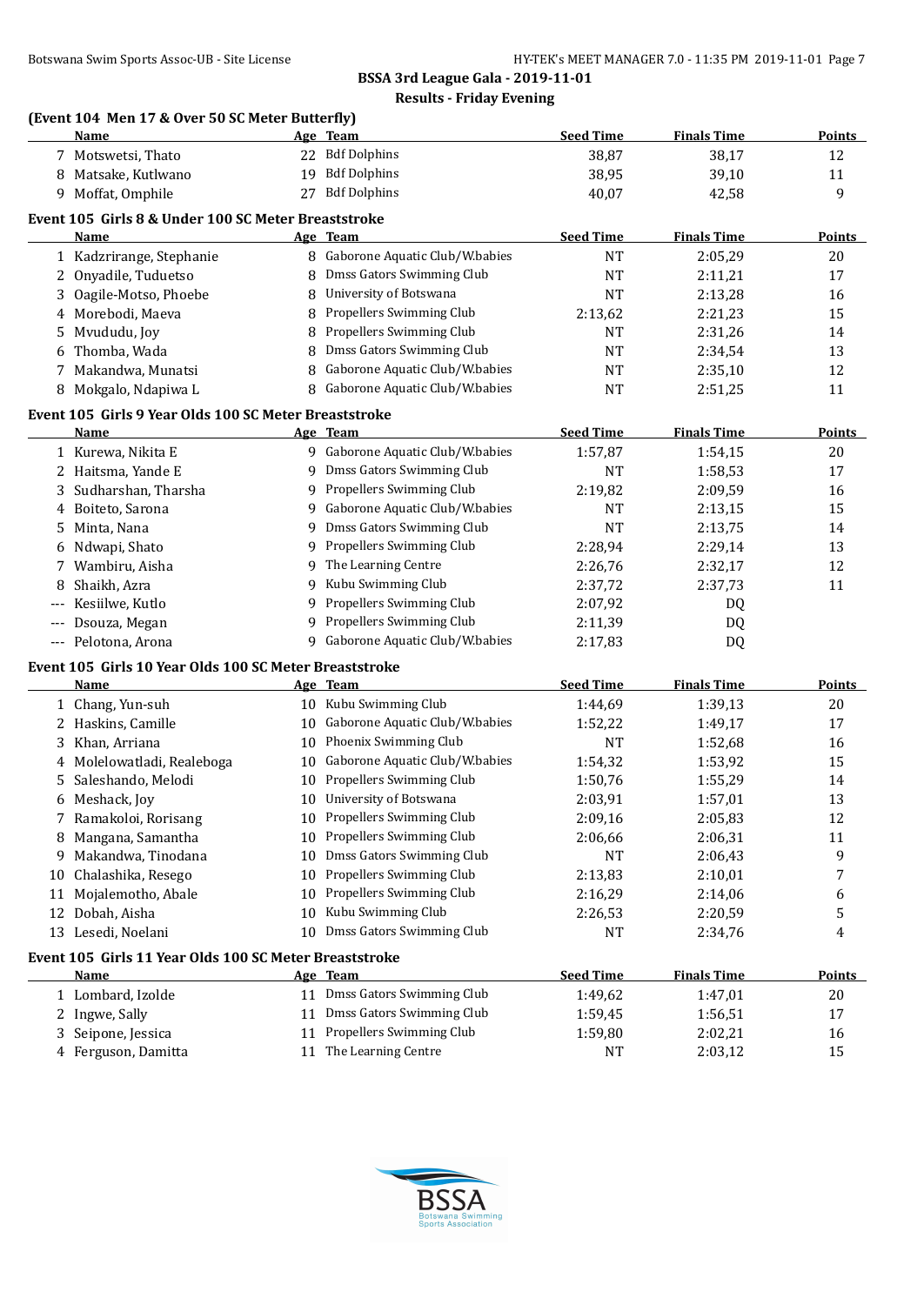**BSSA 3rd League Gala - 2019-11-01**

**Results - Friday Evening**

### (Event 104 Men 17 & Over 50 SC Meter Butterfly)

| | Name | Age | Team | Seed Time | Finals Time | Points |
|---|---|---|---|---|---|---|
| 7 | Motswetsi, Thato | 22 | Bdf Dolphins | 38,87 | 38,17 | 12 |
| 8 | Matsake, Kutlwano | 19 | Bdf Dolphins | 38,95 | 39,10 | 11 |
| 9 | Moffat, Omphile | 27 | Bdf Dolphins | 40,07 | 42,58 | 9 |

### Event 105 Girls 8 & Under 100 SC Meter Breaststroke

| | Name | Age | Team | Seed Time | Finals Time | Points |
|---|---|---|---|---|---|---|
| 1 | Kadzrirange, Stephanie | 8 | Gaborone Aquatic Club/W.babies | NT | 2:05,29 | 20 |
| 2 | Onyadile, Tuduetso | 8 | Dmss Gators Swimming Club | NT | 2:11,21 | 17 |
| 3 | Oagile-Motso, Phoebe | 8 | University of Botswana | NT | 2:13,28 | 16 |
| 4 | Morebodi, Maeva | 8 | Propellers Swimming Club | 2:13,62 | 2:21,23 | 15 |
| 5 | Mvududu, Joy | 8 | Propellers Swimming Club | NT | 2:31,26 | 14 |
| 6 | Thomba, Wada | 8 | Dmss Gators Swimming Club | NT | 2:34,54 | 13 |
| 7 | Makandwa, Munatsi | 8 | Gaborone Aquatic Club/W.babies | NT | 2:35,10 | 12 |
| 8 | Mokgalo, Ndapiwa L | 8 | Gaborone Aquatic Club/W.babies | NT | 2:51,25 | 11 |

### Event 105 Girls 9 Year Olds 100 SC Meter Breaststroke

| | Name | Age | Team | Seed Time | Finals Time | Points |
|---|---|---|---|---|---|---|
| 1 | Kurewa, Nikita E | 9 | Gaborone Aquatic Club/W.babies | 1:57,87 | 1:54,15 | 20 |
| 2 | Haitsma, Yande E | 9 | Dmss Gators Swimming Club | NT | 1:58,53 | 17 |
| 3 | Sudharshan, Tharsha | 9 | Propellers Swimming Club | 2:19,82 | 2:09,59 | 16 |
| 4 | Boiteto, Sarona | 9 | Gaborone Aquatic Club/W.babies | NT | 2:13,15 | 15 |
| 5 | Minta, Nana | 9 | Dmss Gators Swimming Club | NT | 2:13,75 | 14 |
| 6 | Ndwapi, Shato | 9 | Propellers Swimming Club | 2:28,94 | 2:29,14 | 13 |
| 7 | Wambiru, Aisha | 9 | The Learning Centre | 2:26,76 | 2:32,17 | 12 |
| 8 | Shaikh, Azra | 9 | Kubu Swimming Club | 2:37,72 | 2:37,73 | 11 |
| --- | Kesiilwe, Kutlo | 9 | Propellers Swimming Club | 2:07,92 | DQ | |
| --- | Dsouza, Megan | 9 | Propellers Swimming Club | 2:11,39 | DQ | |
| --- | Pelotona, Arona | 9 | Gaborone Aquatic Club/W.babies | 2:17,83 | DQ | |

### Event 105 Girls 10 Year Olds 100 SC Meter Breaststroke

| | Name | Age | Team | Seed Time | Finals Time | Points |
|---|---|---|---|---|---|---|
| 1 | Chang, Yun-suh | 10 | Kubu Swimming Club | 1:44,69 | 1:39,13 | 20 |
| 2 | Haskins, Camille | 10 | Gaborone Aquatic Club/W.babies | 1:52,22 | 1:49,17 | 17 |
| 3 | Khan, Arriana | 10 | Phoenix Swimming Club | NT | 1:52,68 | 16 |
| 4 | Molelowatladi, Realeboga | 10 | Gaborone Aquatic Club/W.babies | 1:54,32 | 1:53,92 | 15 |
| 5 | Saleshando, Melodi | 10 | Propellers Swimming Club | 1:50,76 | 1:55,29 | 14 |
| 6 | Meshack, Joy | 10 | University of Botswana | 2:03,91 | 1:57,01 | 13 |
| 7 | Ramakoloi, Rorisang | 10 | Propellers Swimming Club | 2:09,16 | 2:05,83 | 12 |
| 8 | Mangana, Samantha | 10 | Propellers Swimming Club | 2:06,66 | 2:06,31 | 11 |
| 9 | Makandwa, Tinodana | 10 | Dmss Gators Swimming Club | NT | 2:06,43 | 9 |
| 10 | Chalashika, Resego | 10 | Propellers Swimming Club | 2:13,83 | 2:10,01 | 7 |
| 11 | Mojalemotho, Abale | 10 | Propellers Swimming Club | 2:16,29 | 2:14,06 | 6 |
| 12 | Dobah, Aisha | 10 | Kubu Swimming Club | 2:26,53 | 2:20,59 | 5 |
| 13 | Lesedi, Noelani | 10 | Dmss Gators Swimming Club | NT | 2:34,76 | 4 |

### Event 105 Girls 11 Year Olds 100 SC Meter Breaststroke

| | Name | Age | Team | Seed Time | Finals Time | Points |
|---|---|---|---|---|---|---|
| 1 | Lombard, Izolde | 11 | Dmss Gators Swimming Club | 1:49,62 | 1:47,01 | 20 |
| 2 | Ingwe, Sally | 11 | Dmss Gators Swimming Club | 1:59,45 | 1:56,51 | 17 |
| 3 | Seipone, Jessica | 11 | Propellers Swimming Club | 1:59,80 | 2:02,21 | 16 |
| 4 | Ferguson, Damitta | 11 | The Learning Centre | NT | 2:03,12 | 15 |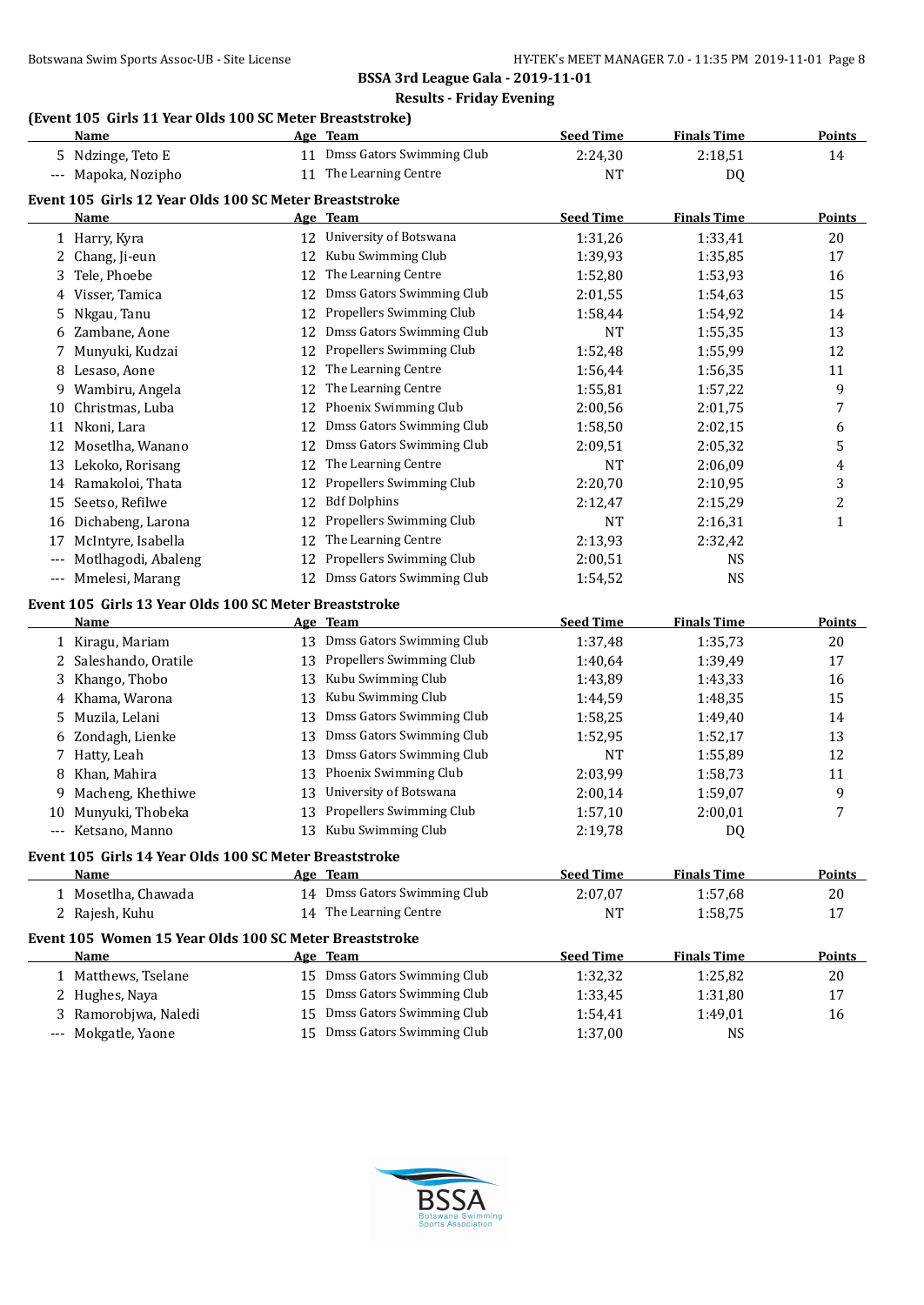**BSSA 3rd League Gala - 2019-11-01**

**Results - Friday Evening**

### (Event 105 Girls 11 Year Olds 100 SC Meter Breaststroke)

| | Name | Age | Team | Seed Time | Finals Time | Points |
|---|---|---|---|---|---|---|
| 5 | Ndzinge, Teto E | 11 | Dmss Gators Swimming Club | 2:24,30 | 2:18,51 | 14 |
| --- | Mapoka, Nozipho | 11 | The Learning Centre | NT | DQ | |

### Event 105 Girls 12 Year Olds 100 SC Meter Breaststroke

| | Name | Age | Team | Seed Time | Finals Time | Points |
|---|---|---|---|---|---|---|
| 1 | Harry, Kyra | 12 | University of Botswana | 1:31,26 | 1:33,41 | 20 |
| 2 | Chang, Ji-eun | 12 | Kubu Swimming Club | 1:39,93 | 1:35,85 | 17 |
| 3 | Tele, Phoebe | 12 | The Learning Centre | 1:52,80 | 1:53,93 | 16 |
| 4 | Visser, Tamica | 12 | Dmss Gators Swimming Club | 2:01,55 | 1:54,63 | 15 |
| 5 | Nkgau, Tanu | 12 | Propellers Swimming Club | 1:58,44 | 1:54,92 | 14 |
| 6 | Zambane, Aone | 12 | Dmss Gators Swimming Club | NT | 1:55,35 | 13 |
| 7 | Munyuki, Kudzai | 12 | Propellers Swimming Club | 1:52,48 | 1:55,99 | 12 |
| 8 | Lesaso, Aone | 12 | The Learning Centre | 1:56,44 | 1:56,35 | 11 |
| 9 | Wambiru, Angela | 12 | The Learning Centre | 1:55,81 | 1:57,22 | 9 |
| 10 | Christmas, Luba | 12 | Phoenix Swimming Club | 2:00,56 | 2:01,75 | 7 |
| 11 | Nkoni, Lara | 12 | Dmss Gators Swimming Club | 1:58,50 | 2:02,15 | 6 |
| 12 | Mosetlha, Wanano | 12 | Dmss Gators Swimming Club | 2:09,51 | 2:05,32 | 5 |
| 13 | Lekoko, Rorisang | 12 | The Learning Centre | NT | 2:06,09 | 4 |
| 14 | Ramakoloi, Thata | 12 | Propellers Swimming Club | 2:20,70 | 2:10,95 | 3 |
| 15 | Seetso, Refilwe | 12 | Bdf Dolphins | 2:12,47 | 2:15,29 | 2 |
| 16 | Dichabeng, Larona | 12 | Propellers Swimming Club | NT | 2:16,31 | 1 |
| 17 | McIntyre, Isabella | 12 | The Learning Centre | 2:13,93 | 2:32,42 | |
| --- | Motlhagodi, Abaleng | 12 | Propellers Swimming Club | 2:00,51 | NS | |
| --- | Mmelesi, Marang | 12 | Dmss Gators Swimming Club | 1:54,52 | NS | |

### Event 105 Girls 13 Year Olds 100 SC Meter Breaststroke

| | Name | Age | Team | Seed Time | Finals Time | Points |
|---|---|---|---|---|---|---|
| 1 | Kiragu, Mariam | 13 | Dmss Gators Swimming Club | 1:37,48 | 1:35,73 | 20 |
| 2 | Saleshando, Oratile | 13 | Propellers Swimming Club | 1:40,64 | 1:39,49 | 17 |
| 3 | Khango, Thobo | 13 | Kubu Swimming Club | 1:43,89 | 1:43,33 | 16 |
| 4 | Khama, Warona | 13 | Kubu Swimming Club | 1:44,59 | 1:48,35 | 15 |
| 5 | Muzila, Lelani | 13 | Dmss Gators Swimming Club | 1:58,25 | 1:49,40 | 14 |
| 6 | Zondagh, Lienke | 13 | Dmss Gators Swimming Club | 1:52,95 | 1:52,17 | 13 |
| 7 | Hatty, Leah | 13 | Dmss Gators Swimming Club | NT | 1:55,89 | 12 |
| 8 | Khan, Mahira | 13 | Phoenix Swimming Club | 2:03,99 | 1:58,73 | 11 |
| 9 | Macheng, Khethiwe | 13 | University of Botswana | 2:00,14 | 1:59,07 | 9 |
| 10 | Munyuki, Thobeka | 13 | Propellers Swimming Club | 1:57,10 | 2:00,01 | 7 |
| --- | Ketsano, Manno | 13 | Kubu Swimming Club | 2:19,78 | DQ | |

### Event 105 Girls 14 Year Olds 100 SC Meter Breaststroke

| | Name | Age | Team | Seed Time | Finals Time | Points |
|---|---|---|---|---|---|---|
| 1 | Mosetlha, Chawada | 14 | Dmss Gators Swimming Club | 2:07,07 | 1:57,68 | 20 |
| 2 | Rajesh, Kuhu | 14 | The Learning Centre | NT | 1:58,75 | 17 |

### Event 105 Women 15 Year Olds 100 SC Meter Breaststroke

| | Name | Age | Team | Seed Time | Finals Time | Points |
|---|---|---|---|---|---|---|
| 1 | Matthews, Tselane | 15 | Dmss Gators Swimming Club | 1:32,32 | 1:25,82 | 20 |
| 2 | Hughes, Naya | 15 | Dmss Gators Swimming Club | 1:33,45 | 1:31,80 | 17 |
| 3 | Ramorobjwa, Naledi | 15 | Dmss Gators Swimming Club | 1:54,41 | 1:49,01 | 16 |
| --- | Mokgatle, Yaone | 15 | Dmss Gators Swimming Club | 1:37,00 | NS | |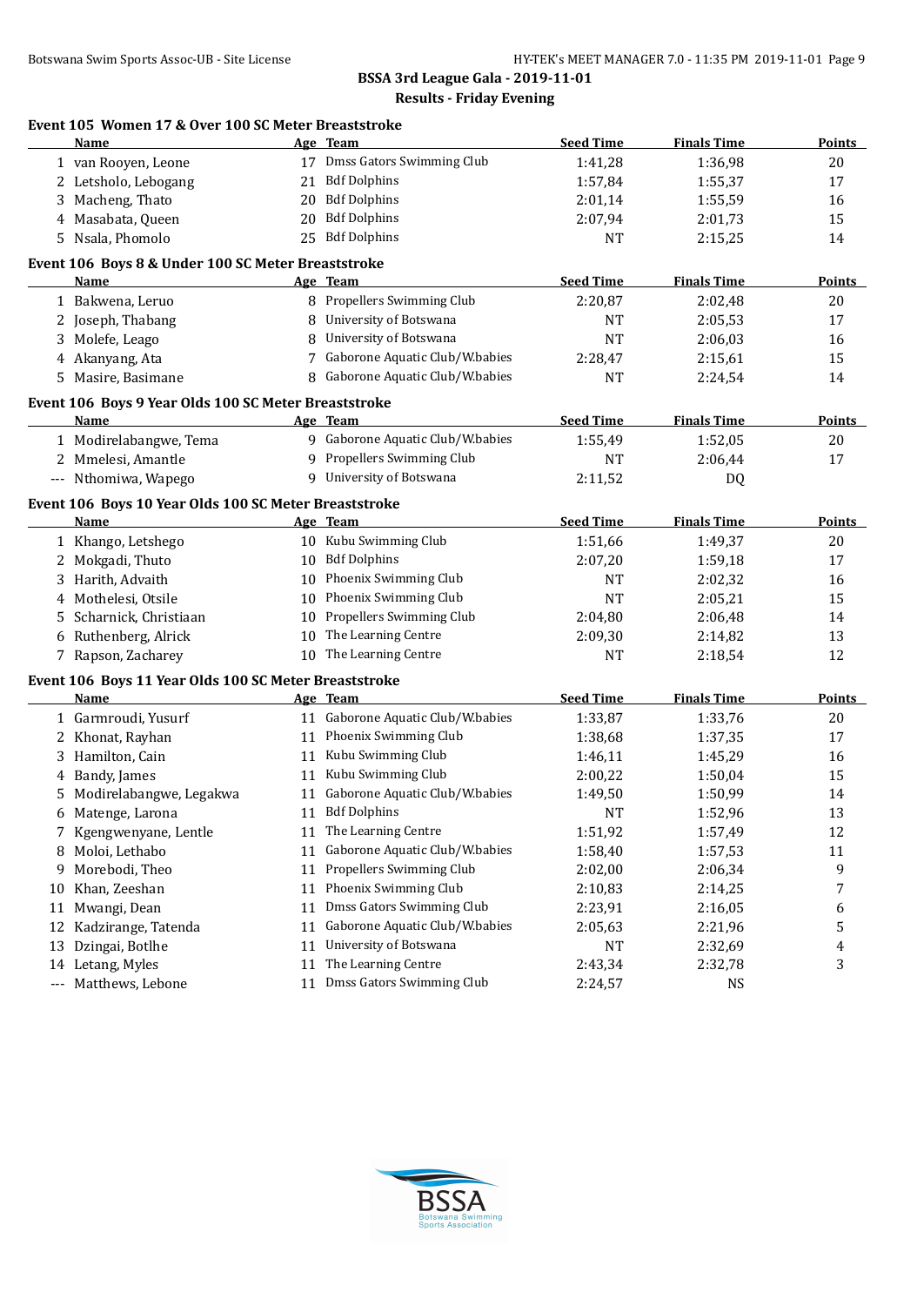## BSSA 3rd League Gala - 2019-11-01

### Results - Friday Evening

#### Event 105 Women 17 & Over 100 SC Meter Breaststroke

| | Name | Age | Team | Seed Time | Finals Time | Points |
|---|---|---|---|---|---|---|
| 1 | van Rooyen, Leone | 17 | Dmss Gators Swimming Club | 1:41,28 | 1:36,98 | 20 |
| 2 | Letsholo, Lebogang | 21 | Bdf Dolphins | 1:57,84 | 1:55,37 | 17 |
| 3 | Macheng, Thato | 20 | Bdf Dolphins | 2:01,14 | 1:55,59 | 16 |
| 4 | Masabata, Queen | 20 | Bdf Dolphins | 2:07,94 | 2:01,73 | 15 |
| 5 | Nsala, Phomolo | 25 | Bdf Dolphins | NT | 2:15,25 | 14 |

#### Event 106 Boys 8 & Under 100 SC Meter Breaststroke

| | Name | Age | Team | Seed Time | Finals Time | Points |
|---|---|---|---|---|---|---|
| 1 | Bakwena, Leruo | 8 | Propellers Swimming Club | 2:20,87 | 2:02,48 | 20 |
| 2 | Joseph, Thabang | 8 | University of Botswana | NT | 2:05,53 | 17 |
| 3 | Molefe, Leago | 8 | University of Botswana | NT | 2:06,03 | 16 |
| 4 | Akanyang, Ata | 7 | Gaborone Aquatic Club/W.babies | 2:28,47 | 2:15,61 | 15 |
| 5 | Masire, Basimane | 8 | Gaborone Aquatic Club/W.babies | NT | 2:24,54 | 14 |

#### Event 106 Boys 9 Year Olds 100 SC Meter Breaststroke

| | Name | Age | Team | Seed Time | Finals Time | Points |
|---|---|---|---|---|---|---|
| 1 | Modirelabangwe, Tema | 9 | Gaborone Aquatic Club/W.babies | 1:55,49 | 1:52,05 | 20 |
| 2 | Mmelesi, Amantle | 9 | Propellers Swimming Club | NT | 2:06,44 | 17 |
| --- | Nthomiwa, Wapego | 9 | University of Botswana | 2:11,52 | DQ | |

#### Event 106 Boys 10 Year Olds 100 SC Meter Breaststroke

| | Name | Age | Team | Seed Time | Finals Time | Points |
|---|---|---|---|---|---|---|
| 1 | Khango, Letshego | 10 | Kubu Swimming Club | 1:51,66 | 1:49,37 | 20 |
| 2 | Mokgadi, Thuto | 10 | Bdf Dolphins | 2:07,20 | 1:59,18 | 17 |
| 3 | Harith, Advaith | 10 | Phoenix Swimming Club | NT | 2:02,32 | 16 |
| 4 | Mothelesi, Otsile | 10 | Phoenix Swimming Club | NT | 2:05,21 | 15 |
| 5 | Scharnick, Christiaan | 10 | Propellers Swimming Club | 2:04,80 | 2:06,48 | 14 |
| 6 | Ruthenberg, Alrick | 10 | The Learning Centre | 2:09,30 | 2:14,82 | 13 |
| 7 | Rapson, Zacharey | 10 | The Learning Centre | NT | 2:18,54 | 12 |

#### Event 106 Boys 11 Year Olds 100 SC Meter Breaststroke

| | Name | Age | Team | Seed Time | Finals Time | Points |
|---|---|---|---|---|---|---|
| 1 | Garmroudi, Yusurf | 11 | Gaborone Aquatic Club/W.babies | 1:33,87 | 1:33,76 | 20 |
| 2 | Khonat, Rayhan | 11 | Phoenix Swimming Club | 1:38,68 | 1:37,35 | 17 |
| 3 | Hamilton, Cain | 11 | Kubu Swimming Club | 1:46,11 | 1:45,29 | 16 |
| 4 | Bandy, James | 11 | Kubu Swimming Club | 2:00,22 | 1:50,04 | 15 |
| 5 | Modirelabangwe, Legakwa | 11 | Gaborone Aquatic Club/W.babies | 1:49,50 | 1:50,99 | 14 |
| 6 | Matenge, Larona | 11 | Bdf Dolphins | NT | 1:52,96 | 13 |
| 7 | Kgengwenyane, Lentle | 11 | The Learning Centre | 1:51,92 | 1:57,49 | 12 |
| 8 | Moloi, Lethabo | 11 | Gaborone Aquatic Club/W.babies | 1:58,40 | 1:57,53 | 11 |
| 9 | Morebodi, Theo | 11 | Propellers Swimming Club | 2:02,00 | 2:06,34 | 9 |
| 10 | Khan, Zeeshan | 11 | Phoenix Swimming Club | 2:10,83 | 2:14,25 | 7 |
| 11 | Mwangi, Dean | 11 | Dmss Gators Swimming Club | 2:23,91 | 2:16,05 | 6 |
| 12 | Kadzirange, Tatenda | 11 | Gaborone Aquatic Club/W.babies | 2:05,63 | 2:21,96 | 5 |
| 13 | Dzingai, Botlhe | 11 | University of Botswana | NT | 2:32,69 | 4 |
| 14 | Letang, Myles | 11 | The Learning Centre | 2:43,34 | 2:32,78 | 3 |
| --- | Matthews, Lebone | 11 | Dmss Gators Swimming Club | 2:24,57 | NS | |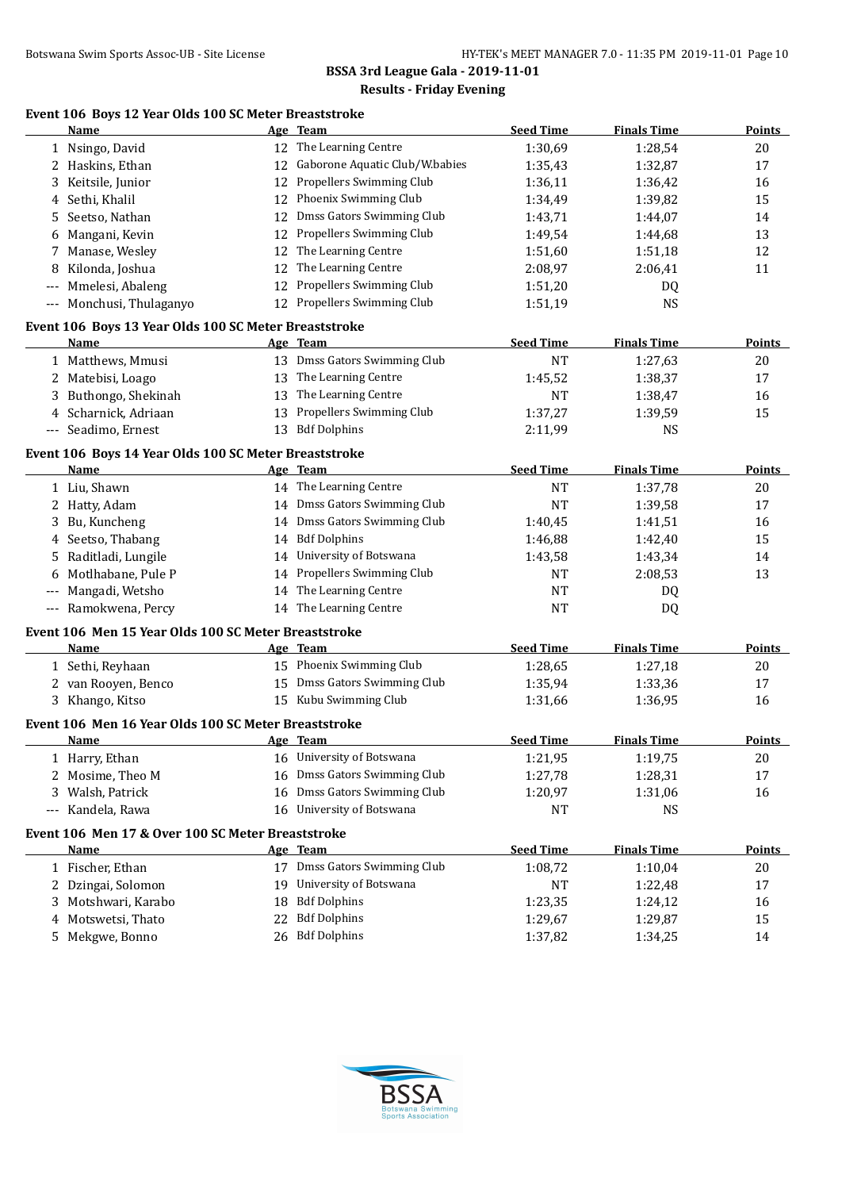## BSSA 3rd League Gala - 2019-11-01

### Results - Friday Evening

**Event 106 Boys 12 Year Olds 100 SC Meter Breaststroke**

| | Name | Age | Team | Seed Time | Finals Time | Points |
|---|---|---|---|---|---|---|
| 1 | Nsingo, David | 12 | The Learning Centre | 1:30,69 | 1:28,54 | 20 |
| 2 | Haskins, Ethan | 12 | Gaborone Aquatic Club/W.babies | 1:35,43 | 1:32,87 | 17 |
| 3 | Keitsile, Junior | 12 | Propellers Swimming Club | 1:36,11 | 1:36,42 | 16 |
| 4 | Sethi, Khalil | 12 | Phoenix Swimming Club | 1:34,49 | 1:39,82 | 15 |
| 5 | Seetso, Nathan | 12 | Dmss Gators Swimming Club | 1:43,71 | 1:44,07 | 14 |
| 6 | Mangani, Kevin | 12 | Propellers Swimming Club | 1:49,54 | 1:44,68 | 13 |
| 7 | Manase, Wesley | 12 | The Learning Centre | 1:51,60 | 1:51,18 | 12 |
| 8 | Kilonda, Joshua | 12 | The Learning Centre | 2:08,97 | 2:06,41 | 11 |
| --- | Mmelesi, Abaleng | 12 | Propellers Swimming Club | 1:51,20 | DQ | |
| --- | Monchusi, Thulaganyo | 12 | Propellers Swimming Club | 1:51,19 | NS | |

**Event 106 Boys 13 Year Olds 100 SC Meter Breaststroke**

| | Name | Age | Team | Seed Time | Finals Time | Points |
|---|---|---|---|---|---|---|
| 1 | Matthews, Mmusi | 13 | Dmss Gators Swimming Club | NT | 1:27,63 | 20 |
| 2 | Matebisi, Loago | 13 | The Learning Centre | 1:45,52 | 1:38,37 | 17 |
| 3 | Buthongo, Shekinah | 13 | The Learning Centre | NT | 1:38,47 | 16 |
| 4 | Scharnick, Adriaan | 13 | Propellers Swimming Club | 1:37,27 | 1:39,59 | 15 |
| --- | Seadimo, Ernest | 13 | Bdf Dolphins | 2:11,99 | NS | |

**Event 106 Boys 14 Year Olds 100 SC Meter Breaststroke**

| | Name | Age | Team | Seed Time | Finals Time | Points |
|---|---|---|---|---|---|---|
| 1 | Liu, Shawn | 14 | The Learning Centre | NT | 1:37,78 | 20 |
| 2 | Hatty, Adam | 14 | Dmss Gators Swimming Club | NT | 1:39,58 | 17 |
| 3 | Bu, Kuncheng | 14 | Dmss Gators Swimming Club | 1:40,45 | 1:41,51 | 16 |
| 4 | Seetso, Thabang | 14 | Bdf Dolphins | 1:46,88 | 1:42,40 | 15 |
| 5 | Raditladi, Lungile | 14 | University of Botswana | 1:43,58 | 1:43,34 | 14 |
| 6 | Motlhabane, Pule P | 14 | Propellers Swimming Club | NT | 2:08,53 | 13 |
| --- | Mangadi, Wetsho | 14 | The Learning Centre | NT | DQ | |
| --- | Ramokwena, Percy | 14 | The Learning Centre | NT | DQ | |

**Event 106 Men 15 Year Olds 100 SC Meter Breaststroke**

| | Name | Age | Team | Seed Time | Finals Time | Points |
|---|---|---|---|---|---|---|
| 1 | Sethi, Reyhaan | 15 | Phoenix Swimming Club | 1:28,65 | 1:27,18 | 20 |
| 2 | van Rooyen, Benco | 15 | Dmss Gators Swimming Club | 1:35,94 | 1:33,36 | 17 |
| 3 | Khango, Kitso | 15 | Kubu Swimming Club | 1:31,66 | 1:36,95 | 16 |

**Event 106 Men 16 Year Olds 100 SC Meter Breaststroke**

| | Name | Age | Team | Seed Time | Finals Time | Points |
|---|---|---|---|---|---|---|
| 1 | Harry, Ethan | 16 | University of Botswana | 1:21,95 | 1:19,75 | 20 |
| 2 | Mosime, Theo M | 16 | Dmss Gators Swimming Club | 1:27,78 | 1:28,31 | 17 |
| 3 | Walsh, Patrick | 16 | Dmss Gators Swimming Club | 1:20,97 | 1:31,06 | 16 |
| --- | Kandela, Rawa | 16 | University of Botswana | NT | NS | |

**Event 106 Men 17 & Over 100 SC Meter Breaststroke**

| | Name | Age | Team | Seed Time | Finals Time | Points |
|---|---|---|---|---|---|---|
| 1 | Fischer, Ethan | 17 | Dmss Gators Swimming Club | 1:08,72 | 1:10,04 | 20 |
| 2 | Dzingai, Solomon | 19 | University of Botswana | NT | 1:22,48 | 17 |
| 3 | Motshwari, Karabo | 18 | Bdf Dolphins | 1:23,35 | 1:24,12 | 16 |
| 4 | Motswetsi, Thato | 22 | Bdf Dolphins | 1:29,67 | 1:29,87 | 15 |
| 5 | Mekgwe, Bonno | 26 | Bdf Dolphins | 1:37,82 | 1:34,25 | 14 |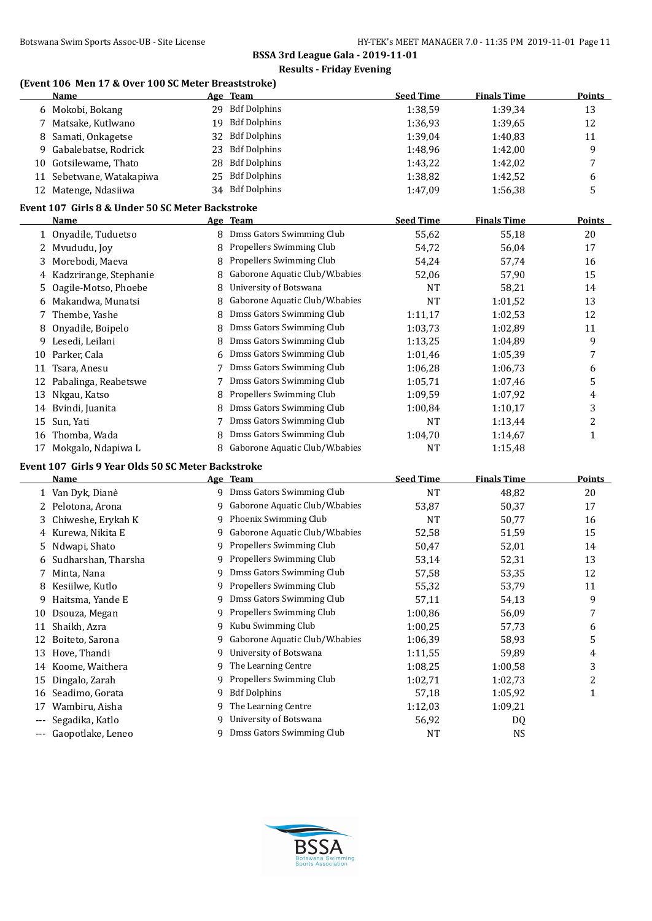**BSSA 3rd League Gala - 2019-11-01**

**Results - Friday Evening**

### (Event 106 Men 17 & Over 100 SC Meter Breaststroke)

| | Name | Age | Team | Seed Time | Finals Time | Points |
|---|---|---|---|---|---|---|
| 6 | Mokobi, Bokang | 29 | Bdf Dolphins | 1:38,59 | 1:39,34 | 13 |
| 7 | Matsake, Kutlwano | 19 | Bdf Dolphins | 1:36,93 | 1:39,65 | 12 |
| 8 | Samati, Onkagetse | 32 | Bdf Dolphins | 1:39,04 | 1:40,83 | 11 |
| 9 | Gabalebatse, Rodrick | 23 | Bdf Dolphins | 1:48,96 | 1:42,00 | 9 |
| 10 | Gotsilewame, Thato | 28 | Bdf Dolphins | 1:43,22 | 1:42,02 | 7 |
| 11 | Sebetwane, Watakapiwa | 25 | Bdf Dolphins | 1:38,82 | 1:42,52 | 6 |
| 12 | Matenge, Ndasiiwa | 34 | Bdf Dolphins | 1:47,09 | 1:56,38 | 5 |

### Event 107 Girls 8 & Under 50 SC Meter Backstroke

| | Name | Age | Team | Seed Time | Finals Time | Points |
|---|---|---|---|---|---|---|
| 1 | Onyadile, Tuduetso | 8 | Dmss Gators Swimming Club | 55,62 | 55,18 | 20 |
| 2 | Mvududu, Joy | 8 | Propellers Swimming Club | 54,72 | 56,04 | 17 |
| 3 | Morebodi, Maeva | 8 | Propellers Swimming Club | 54,24 | 57,74 | 16 |
| 4 | Kadzrirange, Stephanie | 8 | Gaborone Aquatic Club/W.babies | 52,06 | 57,90 | 15 |
| 5 | Oagile-Motso, Phoebe | 8 | University of Botswana | NT | 58,21 | 14 |
| 6 | Makandwa, Munatsi | 8 | Gaborone Aquatic Club/W.babies | NT | 1:01,52 | 13 |
| 7 | Thembe, Yashe | 8 | Dmss Gators Swimming Club | 1:11,17 | 1:02,53 | 12 |
| 8 | Onyadile, Boipelo | 8 | Dmss Gators Swimming Club | 1:03,73 | 1:02,89 | 11 |
| 9 | Lesedi, Leilani | 8 | Dmss Gators Swimming Club | 1:13,25 | 1:04,89 | 9 |
| 10 | Parker, Cala | 6 | Dmss Gators Swimming Club | 1:01,46 | 1:05,39 | 7 |
| 11 | Tsara, Anesu | 7 | Dmss Gators Swimming Club | 1:06,28 | 1:06,73 | 6 |
| 12 | Pabalinga, Reabetswe | 7 | Dmss Gators Swimming Club | 1:05,71 | 1:07,46 | 5 |
| 13 | Nkgau, Katso | 8 | Propellers Swimming Club | 1:09,59 | 1:07,92 | 4 |
| 14 | Bvindi, Juanita | 8 | Dmss Gators Swimming Club | 1:00,84 | 1:10,17 | 3 |
| 15 | Sun, Yati | 7 | Dmss Gators Swimming Club | NT | 1:13,44 | 2 |
| 16 | Thomba, Wada | 8 | Dmss Gators Swimming Club | 1:04,70 | 1:14,67 | 1 |
| 17 | Mokgalo, Ndapiwa L | 8 | Gaborone Aquatic Club/W.babies | NT | 1:15,48 | |

### Event 107 Girls 9 Year Olds 50 SC Meter Backstroke

| | Name | Age | Team | Seed Time | Finals Time | Points |
|---|---|---|---|---|---|---|
| 1 | Van Dyk, Dianè | 9 | Dmss Gators Swimming Club | NT | 48,82 | 20 |
| 2 | Pelotona, Arona | 9 | Gaborone Aquatic Club/W.babies | 53,87 | 50,37 | 17 |
| 3 | Chiweshe, Erykah K | 9 | Phoenix Swimming Club | NT | 50,77 | 16 |
| 4 | Kurewa, Nikita E | 9 | Gaborone Aquatic Club/W.babies | 52,58 | 51,59 | 15 |
| 5 | Ndwapi, Shato | 9 | Propellers Swimming Club | 50,47 | 52,01 | 14 |
| 6 | Sudharshan, Tharsha | 9 | Propellers Swimming Club | 53,14 | 52,31 | 13 |
| 7 | Minta, Nana | 9 | Dmss Gators Swimming Club | 57,58 | 53,35 | 12 |
| 8 | Kesiilwe, Kutlo | 9 | Propellers Swimming Club | 55,32 | 53,79 | 11 |
| 9 | Haitsma, Yande E | 9 | Dmss Gators Swimming Club | 57,11 | 54,13 | 9 |
| 10 | Dsouza, Megan | 9 | Propellers Swimming Club | 1:00,86 | 56,09 | 7 |
| 11 | Shaikh, Azra | 9 | Kubu Swimming Club | 1:00,25 | 57,73 | 6 |
| 12 | Boiteto, Sarona | 9 | Gaborone Aquatic Club/W.babies | 1:06,39 | 58,93 | 5 |
| 13 | Hove, Thandi | 9 | University of Botswana | 1:11,55 | 59,89 | 4 |
| 14 | Koome, Waithera | 9 | The Learning Centre | 1:08,25 | 1:00,58 | 3 |
| 15 | Dingalo, Zarah | 9 | Propellers Swimming Club | 1:02,71 | 1:02,73 | 2 |
| 16 | Seadimo, Gorata | 9 | Bdf Dolphins | 57,18 | 1:05,92 | 1 |
| 17 | Wambiru, Aisha | 9 | The Learning Centre | 1:12,03 | 1:09,21 | |
| --- | Segadika, Katlo | 9 | University of Botswana | 56,92 | DQ | |
| --- | Gaopotlake, Leneo | 9 | Dmss Gators Swimming Club | NT | NS | |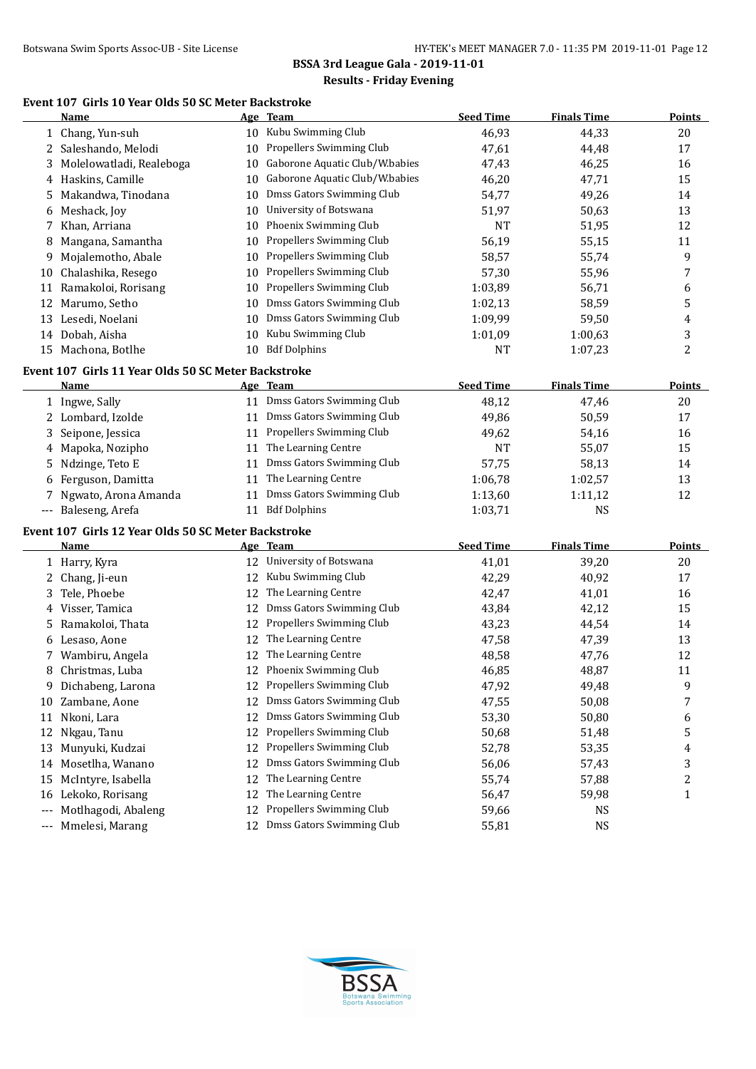## BSSA 3rd League Gala - 2019-11-01

### Results - Friday Evening

#### Event 107 Girls 10 Year Olds 50 SC Meter Backstroke

| | Name | Age | Team | Seed Time | Finals Time | Points |
|---|---|---|---|---|---|---|
| 1 | Chang, Yun-suh | 10 | Kubu Swimming Club | 46,93 | 44,33 | 20 |
| 2 | Saleshando, Melodi | 10 | Propellers Swimming Club | 47,61 | 44,48 | 17 |
| 3 | Molelowatladi, Realeboga | 10 | Gaborone Aquatic Club/W.babies | 47,43 | 46,25 | 16 |
| 4 | Haskins, Camille | 10 | Gaborone Aquatic Club/W.babies | 46,20 | 47,71 | 15 |
| 5 | Makandwa, Tinodana | 10 | Dmss Gators Swimming Club | 54,77 | 49,26 | 14 |
| 6 | Meshack, Joy | 10 | University of Botswana | 51,97 | 50,63 | 13 |
| 7 | Khan, Arriana | 10 | Phoenix Swimming Club | NT | 51,95 | 12 |
| 8 | Mangana, Samantha | 10 | Propellers Swimming Club | 56,19 | 55,15 | 11 |
| 9 | Mojalemotho, Abale | 10 | Propellers Swimming Club | 58,57 | 55,74 | 9 |
| 10 | Chalashika, Resego | 10 | Propellers Swimming Club | 57,30 | 55,96 | 7 |
| 11 | Ramakoloi, Rorisang | 10 | Propellers Swimming Club | 1:03,89 | 56,71 | 6 |
| 12 | Marumo, Setho | 10 | Dmss Gators Swimming Club | 1:02,13 | 58,59 | 5 |
| 13 | Lesedi, Noelani | 10 | Dmss Gators Swimming Club | 1:09,99 | 59,50 | 4 |
| 14 | Dobah, Aisha | 10 | Kubu Swimming Club | 1:01,09 | 1:00,63 | 3 |
| 15 | Machona, Botlhe | 10 | Bdf Dolphins | NT | 1:07,23 | 2 |

#### Event 107 Girls 11 Year Olds 50 SC Meter Backstroke

| | Name | Age | Team | Seed Time | Finals Time | Points |
|---|---|---|---|---|---|---|
| 1 | Ingwe, Sally | 11 | Dmss Gators Swimming Club | 48,12 | 47,46 | 20 |
| 2 | Lombard, Izolde | 11 | Dmss Gators Swimming Club | 49,86 | 50,59 | 17 |
| 3 | Seipone, Jessica | 11 | Propellers Swimming Club | 49,62 | 54,16 | 16 |
| 4 | Mapoka, Nozipho | 11 | The Learning Centre | NT | 55,07 | 15 |
| 5 | Ndzinge, Teto E | 11 | Dmss Gators Swimming Club | 57,75 | 58,13 | 14 |
| 6 | Ferguson, Damitta | 11 | The Learning Centre | 1:06,78 | 1:02,57 | 13 |
| 7 | Ngwato, Arona Amanda | 11 | Dmss Gators Swimming Club | 1:13,60 | 1:11,12 | 12 |
| --- | Baleseng, Arefa | 11 | Bdf Dolphins | 1:03,71 | NS | |

#### Event 107 Girls 12 Year Olds 50 SC Meter Backstroke

| | Name | Age | Team | Seed Time | Finals Time | Points |
|---|---|---|---|---|---|---|
| 1 | Harry, Kyra | 12 | University of Botswana | 41,01 | 39,20 | 20 |
| 2 | Chang, Ji-eun | 12 | Kubu Swimming Club | 42,29 | 40,92 | 17 |
| 3 | Tele, Phoebe | 12 | The Learning Centre | 42,47 | 41,01 | 16 |
| 4 | Visser, Tamica | 12 | Dmss Gators Swimming Club | 43,84 | 42,12 | 15 |
| 5 | Ramakoloi, Thata | 12 | Propellers Swimming Club | 43,23 | 44,54 | 14 |
| 6 | Lesaso, Aone | 12 | The Learning Centre | 47,58 | 47,39 | 13 |
| 7 | Wambiru, Angela | 12 | The Learning Centre | 48,58 | 47,76 | 12 |
| 8 | Christmas, Luba | 12 | Phoenix Swimming Club | 46,85 | 48,87 | 11 |
| 9 | Dichabeng, Larona | 12 | Propellers Swimming Club | 47,92 | 49,48 | 9 |
| 10 | Zambane, Aone | 12 | Dmss Gators Swimming Club | 47,55 | 50,08 | 7 |
| 11 | Nkoni, Lara | 12 | Dmss Gators Swimming Club | 53,30 | 50,80 | 6 |
| 12 | Nkgau, Tanu | 12 | Propellers Swimming Club | 50,68 | 51,48 | 5 |
| 13 | Munyuki, Kudzai | 12 | Propellers Swimming Club | 52,78 | 53,35 | 4 |
| 14 | Mosetlha, Wanano | 12 | Dmss Gators Swimming Club | 56,06 | 57,43 | 3 |
| 15 | McIntyre, Isabella | 12 | The Learning Centre | 55,74 | 57,88 | 2 |
| 16 | Lekoko, Rorisang | 12 | The Learning Centre | 56,47 | 59,98 | 1 |
| --- | Motlhagodi, Abaleng | 12 | Propellers Swimming Club | 59,66 | NS | |
| --- | Mmelesi, Marang | 12 | Dmss Gators Swimming Club | 55,81 | NS | |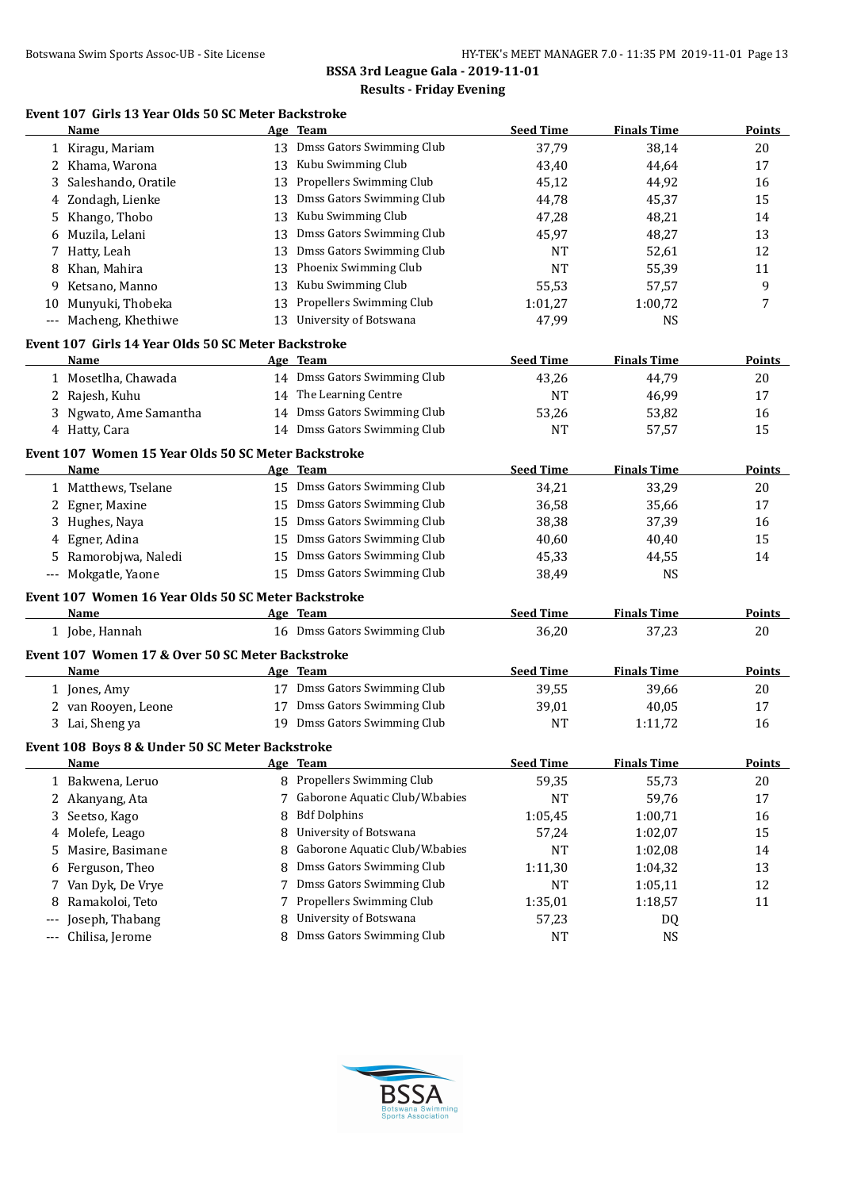**BSSA 3rd League Gala - 2019-11-01**
**Results - Friday Evening**

### Event 107 Girls 13 Year Olds 50 SC Meter Backstroke

| | Name | Age | Team | Seed Time | Finals Time | Points |
|---|---|---|---|---|---|---|
| 1 | Kiragu, Mariam | 13 | Dmss Gators Swimming Club | 37,79 | 38,14 | 20 |
| 2 | Khama, Warona | 13 | Kubu Swimming Club | 43,40 | 44,64 | 17 |
| 3 | Saleshando, Oratile | 13 | Propellers Swimming Club | 45,12 | 44,92 | 16 |
| 4 | Zondagh, Lienke | 13 | Dmss Gators Swimming Club | 44,78 | 45,37 | 15 |
| 5 | Khango, Thobo | 13 | Kubu Swimming Club | 47,28 | 48,21 | 14 |
| 6 | Muzila, Lelani | 13 | Dmss Gators Swimming Club | 45,97 | 48,27 | 13 |
| 7 | Hatty, Leah | 13 | Dmss Gators Swimming Club | NT | 52,61 | 12 |
| 8 | Khan, Mahira | 13 | Phoenix Swimming Club | NT | 55,39 | 11 |
| 9 | Ketsano, Manno | 13 | Kubu Swimming Club | 55,53 | 57,57 | 9 |
| 10 | Munyuki, Thobeka | 13 | Propellers Swimming Club | 1:01,27 | 1:00,72 | 7 |
| --- | Macheng, Khethiwe | 13 | University of Botswana | 47,99 | NS | |

### Event 107 Girls 14 Year Olds 50 SC Meter Backstroke

| | Name | Age | Team | Seed Time | Finals Time | Points |
|---|---|---|---|---|---|---|
| 1 | Mosetlha, Chawada | 14 | Dmss Gators Swimming Club | 43,26 | 44,79 | 20 |
| 2 | Rajesh, Kuhu | 14 | The Learning Centre | NT | 46,99 | 17 |
| 3 | Ngwato, Ame Samantha | 14 | Dmss Gators Swimming Club | 53,26 | 53,82 | 16 |
| 4 | Hatty, Cara | 14 | Dmss Gators Swimming Club | NT | 57,57 | 15 |

### Event 107 Women 15 Year Olds 50 SC Meter Backstroke

| | Name | Age | Team | Seed Time | Finals Time | Points |
|---|---|---|---|---|---|---|
| 1 | Matthews, Tselane | 15 | Dmss Gators Swimming Club | 34,21 | 33,29 | 20 |
| 2 | Egner, Maxine | 15 | Dmss Gators Swimming Club | 36,58 | 35,66 | 17 |
| 3 | Hughes, Naya | 15 | Dmss Gators Swimming Club | 38,38 | 37,39 | 16 |
| 4 | Egner, Adina | 15 | Dmss Gators Swimming Club | 40,60 | 40,40 | 15 |
| 5 | Ramorobjwa, Naledi | 15 | Dmss Gators Swimming Club | 45,33 | 44,55 | 14 |
| --- | Mokgatle, Yaone | 15 | Dmss Gators Swimming Club | 38,49 | NS | |

### Event 107 Women 16 Year Olds 50 SC Meter Backstroke

| | Name | Age | Team | Seed Time | Finals Time | Points |
|---|---|---|---|---|---|---|
| 1 | Jobe, Hannah | 16 | Dmss Gators Swimming Club | 36,20 | 37,23 | 20 |

### Event 107 Women 17 & Over 50 SC Meter Backstroke

| | Name | Age | Team | Seed Time | Finals Time | Points |
|---|---|---|---|---|---|---|
| 1 | Jones, Amy | 17 | Dmss Gators Swimming Club | 39,55 | 39,66 | 20 |
| 2 | van Rooyen, Leone | 17 | Dmss Gators Swimming Club | 39,01 | 40,05 | 17 |
| 3 | Lai, Sheng ya | 19 | Dmss Gators Swimming Club | NT | 1:11,72 | 16 |

### Event 108 Boys 8 & Under 50 SC Meter Backstroke

| | Name | Age | Team | Seed Time | Finals Time | Points |
|---|---|---|---|---|---|---|
| 1 | Bakwena, Leruo | 8 | Propellers Swimming Club | 59,35 | 55,73 | 20 |
| 2 | Akanyang, Ata | 7 | Gaborone Aquatic Club/W.babies | NT | 59,76 | 17 |
| 3 | Seetso, Kago | 8 | Bdf Dolphins | 1:05,45 | 1:00,71 | 16 |
| 4 | Molefe, Leago | 8 | University of Botswana | 57,24 | 1:02,07 | 15 |
| 5 | Masire, Basimane | 8 | Gaborone Aquatic Club/W.babies | NT | 1:02,08 | 14 |
| 6 | Ferguson, Theo | 8 | Dmss Gators Swimming Club | 1:11,30 | 1:04,32 | 13 |
| 7 | Van Dyk, De Vrye | 7 | Dmss Gators Swimming Club | NT | 1:05,11 | 12 |
| 8 | Ramakoloi, Teto | 7 | Propellers Swimming Club | 1:35,01 | 1:18,57 | 11 |
| --- | Joseph, Thabang | 8 | University of Botswana | 57,23 | DQ | |
| --- | Chilisa, Jerome | 8 | Dmss Gators Swimming Club | NT | NS | |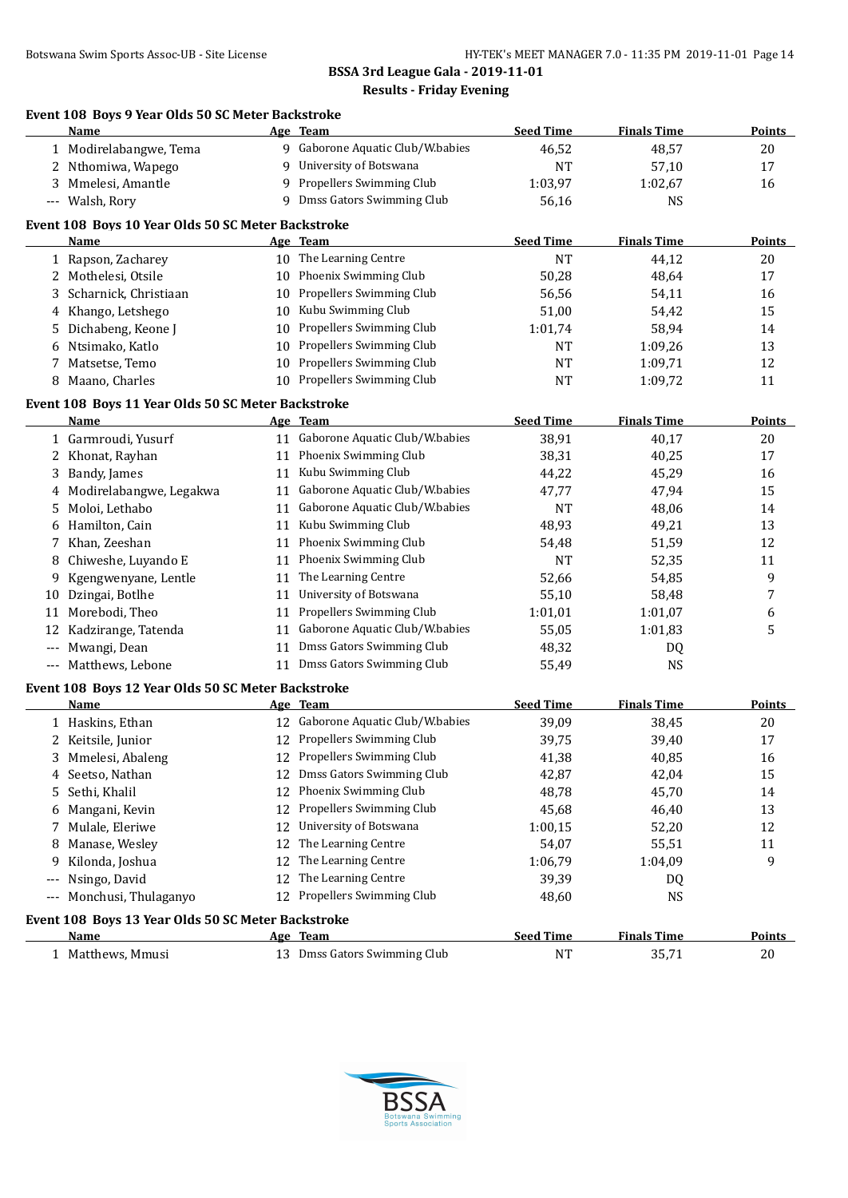BSSA 3rd League Gala - 2019-11-01

Results - Friday Evening

### Event 108 Boys 9 Year Olds 50 SC Meter Backstroke

| | Name | Age | Team | Seed Time | Finals Time | Points |
|---|---|---|---|---|---|---|
| 1 | Modirelabangwe, Tema | 9 | Gaborone Aquatic Club/W.babies | 46,52 | 48,57 | 20 |
| 2 | Nthomiwa, Wapego | 9 | University of Botswana | NT | 57,10 | 17 |
| 3 | Mmelesi, Amantle | 9 | Propellers Swimming Club | 1:03,97 | 1:02,67 | 16 |
| --- | Walsh, Rory | 9 | Dmss Gators Swimming Club | 56,16 | NS | |

### Event 108 Boys 10 Year Olds 50 SC Meter Backstroke

| | Name | Age | Team | Seed Time | Finals Time | Points |
|---|---|---|---|---|---|---|
| 1 | Rapson, Zacharey | 10 | The Learning Centre | NT | 44,12 | 20 |
| 2 | Mothelesi, Otsile | 10 | Phoenix Swimming Club | 50,28 | 48,64 | 17 |
| 3 | Scharnick, Christiaan | 10 | Propellers Swimming Club | 56,56 | 54,11 | 16 |
| 4 | Khango, Letshego | 10 | Kubu Swimming Club | 51,00 | 54,42 | 15 |
| 5 | Dichabeng, Keone J | 10 | Propellers Swimming Club | 1:01,74 | 58,94 | 14 |
| 6 | Ntsimako, Katlo | 10 | Propellers Swimming Club | NT | 1:09,26 | 13 |
| 7 | Matsetse, Temo | 10 | Propellers Swimming Club | NT | 1:09,71 | 12 |
| 8 | Maano, Charles | 10 | Propellers Swimming Club | NT | 1:09,72 | 11 |

### Event 108 Boys 11 Year Olds 50 SC Meter Backstroke

| | Name | Age | Team | Seed Time | Finals Time | Points |
|---|---|---|---|---|---|---|
| 1 | Garmroudi, Yusurf | 11 | Gaborone Aquatic Club/W.babies | 38,91 | 40,17 | 20 |
| 2 | Khonat, Rayhan | 11 | Phoenix Swimming Club | 38,31 | 40,25 | 17 |
| 3 | Bandy, James | 11 | Kubu Swimming Club | 44,22 | 45,29 | 16 |
| 4 | Modirelabangwe, Legakwa | 11 | Gaborone Aquatic Club/W.babies | 47,77 | 47,94 | 15 |
| 5 | Moloi, Lethabo | 11 | Gaborone Aquatic Club/W.babies | NT | 48,06 | 14 |
| 6 | Hamilton, Cain | 11 | Kubu Swimming Club | 48,93 | 49,21 | 13 |
| 7 | Khan, Zeeshan | 11 | Phoenix Swimming Club | 54,48 | 51,59 | 12 |
| 8 | Chiweshe, Luyando E | 11 | Phoenix Swimming Club | NT | 52,35 | 11 |
| 9 | Kgengwenyane, Lentle | 11 | The Learning Centre | 52,66 | 54,85 | 9 |
| 10 | Dzingai, Botlhe | 11 | University of Botswana | 55,10 | 58,48 | 7 |
| 11 | Morebodi, Theo | 11 | Propellers Swimming Club | 1:01,01 | 1:01,07 | 6 |
| 12 | Kadzirange, Tatenda | 11 | Gaborone Aquatic Club/W.babies | 55,05 | 1:01,83 | 5 |
| --- | Mwangi, Dean | 11 | Dmss Gators Swimming Club | 48,32 | DQ | |
| --- | Matthews, Lebone | 11 | Dmss Gators Swimming Club | 55,49 | NS | |

### Event 108 Boys 12 Year Olds 50 SC Meter Backstroke

| | Name | Age | Team | Seed Time | Finals Time | Points |
|---|---|---|---|---|---|---|
| 1 | Haskins, Ethan | 12 | Gaborone Aquatic Club/W.babies | 39,09 | 38,45 | 20 |
| 2 | Keitsile, Junior | 12 | Propellers Swimming Club | 39,75 | 39,40 | 17 |
| 3 | Mmelesi, Abaleng | 12 | Propellers Swimming Club | 41,38 | 40,85 | 16 |
| 4 | Seetso, Nathan | 12 | Dmss Gators Swimming Club | 42,87 | 42,04 | 15 |
| 5 | Sethi, Khalil | 12 | Phoenix Swimming Club | 48,78 | 45,70 | 14 |
| 6 | Mangani, Kevin | 12 | Propellers Swimming Club | 45,68 | 46,40 | 13 |
| 7 | Mulale, Eleriwe | 12 | University of Botswana | 1:00,15 | 52,20 | 12 |
| 8 | Manase, Wesley | 12 | The Learning Centre | 54,07 | 55,51 | 11 |
| 9 | Kilonda, Joshua | 12 | The Learning Centre | 1:06,79 | 1:04,09 | 9 |
| --- | Nsingo, David | 12 | The Learning Centre | 39,39 | DQ | |
| --- | Monchusi, Thulaganyo | 12 | Propellers Swimming Club | 48,60 | NS | |

### Event 108 Boys 13 Year Olds 50 SC Meter Backstroke

| | Name | Age | Team | Seed Time | Finals Time | Points |
|---|---|---|---|---|---|---|
| 1 | Matthews, Mmusi | 13 | Dmss Gators Swimming Club | NT | 35,71 | 20 |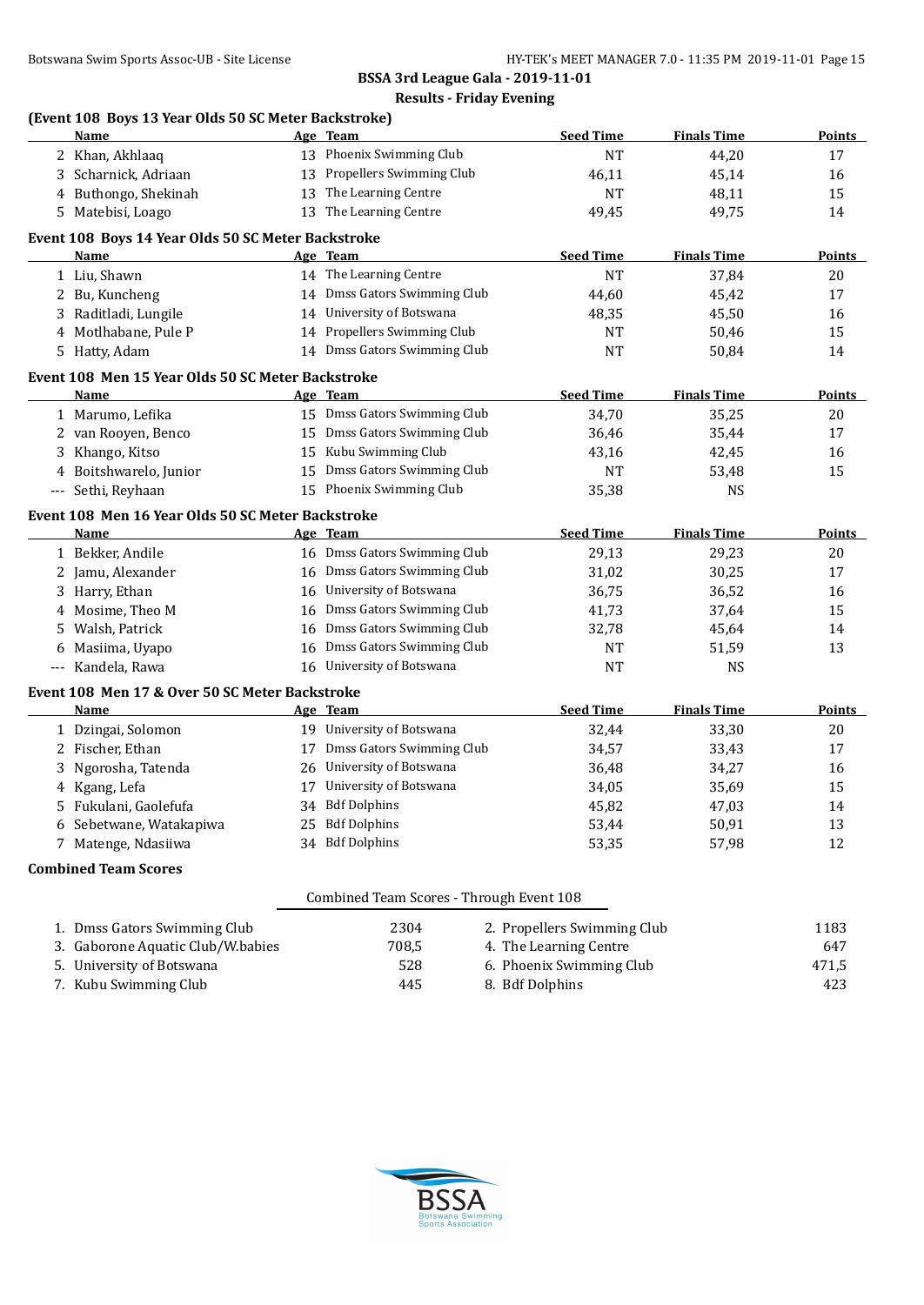**BSSA 3rd League Gala - 2019-11-01**

**Results - Friday Evening**

### (Event 108 Boys 13 Year Olds 50 SC Meter Backstroke)

| | Name | Age | Team | Seed Time | Finals Time | Points |
|---|---|---|---|---|---|---|
| 2 | Khan, Akhlaaq | 13 | Phoenix Swimming Club | NT | 44,20 | 17 |
| 3 | Scharnick, Adriaan | 13 | Propellers Swimming Club | 46,11 | 45,14 | 16 |
| 4 | Buthongo, Shekinah | 13 | The Learning Centre | NT | 48,11 | 15 |
| 5 | Matebisi, Loago | 13 | The Learning Centre | 49,45 | 49,75 | 14 |

### Event 108 Boys 14 Year Olds 50 SC Meter Backstroke

| | Name | Age | Team | Seed Time | Finals Time | Points |
|---|---|---|---|---|---|---|
| 1 | Liu, Shawn | 14 | The Learning Centre | NT | 37,84 | 20 |
| 2 | Bu, Kuncheng | 14 | Dmss Gators Swimming Club | 44,60 | 45,42 | 17 |
| 3 | Raditladi, Lungile | 14 | University of Botswana | 48,35 | 45,50 | 16 |
| 4 | Motlhabane, Pule P | 14 | Propellers Swimming Club | NT | 50,46 | 15 |
| 5 | Hatty, Adam | 14 | Dmss Gators Swimming Club | NT | 50,84 | 14 |

### Event 108 Men 15 Year Olds 50 SC Meter Backstroke

| | Name | Age | Team | Seed Time | Finals Time | Points |
|---|---|---|---|---|---|---|
| 1 | Marumo, Lefika | 15 | Dmss Gators Swimming Club | 34,70 | 35,25 | 20 |
| 2 | van Rooyen, Benco | 15 | Dmss Gators Swimming Club | 36,46 | 35,44 | 17 |
| 3 | Khango, Kitso | 15 | Kubu Swimming Club | 43,16 | 42,45 | 16 |
| 4 | Boitshwarelo, Junior | 15 | Dmss Gators Swimming Club | NT | 53,48 | 15 |
| --- | Sethi, Reyhaan | 15 | Phoenix Swimming Club | 35,38 | NS | |

### Event 108 Men 16 Year Olds 50 SC Meter Backstroke

| | Name | Age | Team | Seed Time | Finals Time | Points |
|---|---|---|---|---|---|---|
| 1 | Bekker, Andile | 16 | Dmss Gators Swimming Club | 29,13 | 29,23 | 20 |
| 2 | Jamu, Alexander | 16 | Dmss Gators Swimming Club | 31,02 | 30,25 | 17 |
| 3 | Harry, Ethan | 16 | University of Botswana | 36,75 | 36,52 | 16 |
| 4 | Mosime, Theo M | 16 | Dmss Gators Swimming Club | 41,73 | 37,64 | 15 |
| 5 | Walsh, Patrick | 16 | Dmss Gators Swimming Club | 32,78 | 45,64 | 14 |
| 6 | Masiima, Uyapo | 16 | Dmss Gators Swimming Club | NT | 51,59 | 13 |
| --- | Kandela, Rawa | 16 | University of Botswana | NT | NS | |

### Event 108 Men 17 & Over 50 SC Meter Backstroke

| | Name | Age | Team | Seed Time | Finals Time | Points |
|---|---|---|---|---|---|---|
| 1 | Dzingai, Solomon | 19 | University of Botswana | 32,44 | 33,30 | 20 |
| 2 | Fischer, Ethan | 17 | Dmss Gators Swimming Club | 34,57 | 33,43 | 17 |
| 3 | Ngorosha, Tatenda | 26 | University of Botswana | 36,48 | 34,27 | 16 |
| 4 | Kgang, Lefa | 17 | University of Botswana | 34,05 | 35,69 | 15 |
| 5 | Fukulani, Gaolefufa | 34 | Bdf Dolphins | 45,82 | 47,03 | 14 |
| 6 | Sebetwane, Watakapiwa | 25 | Bdf Dolphins | 53,44 | 50,91 | 13 |
| 7 | Matenge, Ndasiiwa | 34 | Bdf Dolphins | 53,35 | 57,98 | 12 |

### Combined Team Scores

Combined Team Scores - Through Event 108

| | | | |
|---|---|---|---|
| 1. Dmss Gators Swimming Club | 2304 | 2. Propellers Swimming Club | 1183 |
| 3. Gaborone Aquatic Club/W.babies | 708,5 | 4. The Learning Centre | 647 |
| 5. University of Botswana | 528 | 6. Phoenix Swimming Club | 471,5 |
| 7. Kubu Swimming Club | 445 | 8. Bdf Dolphins | 423 |